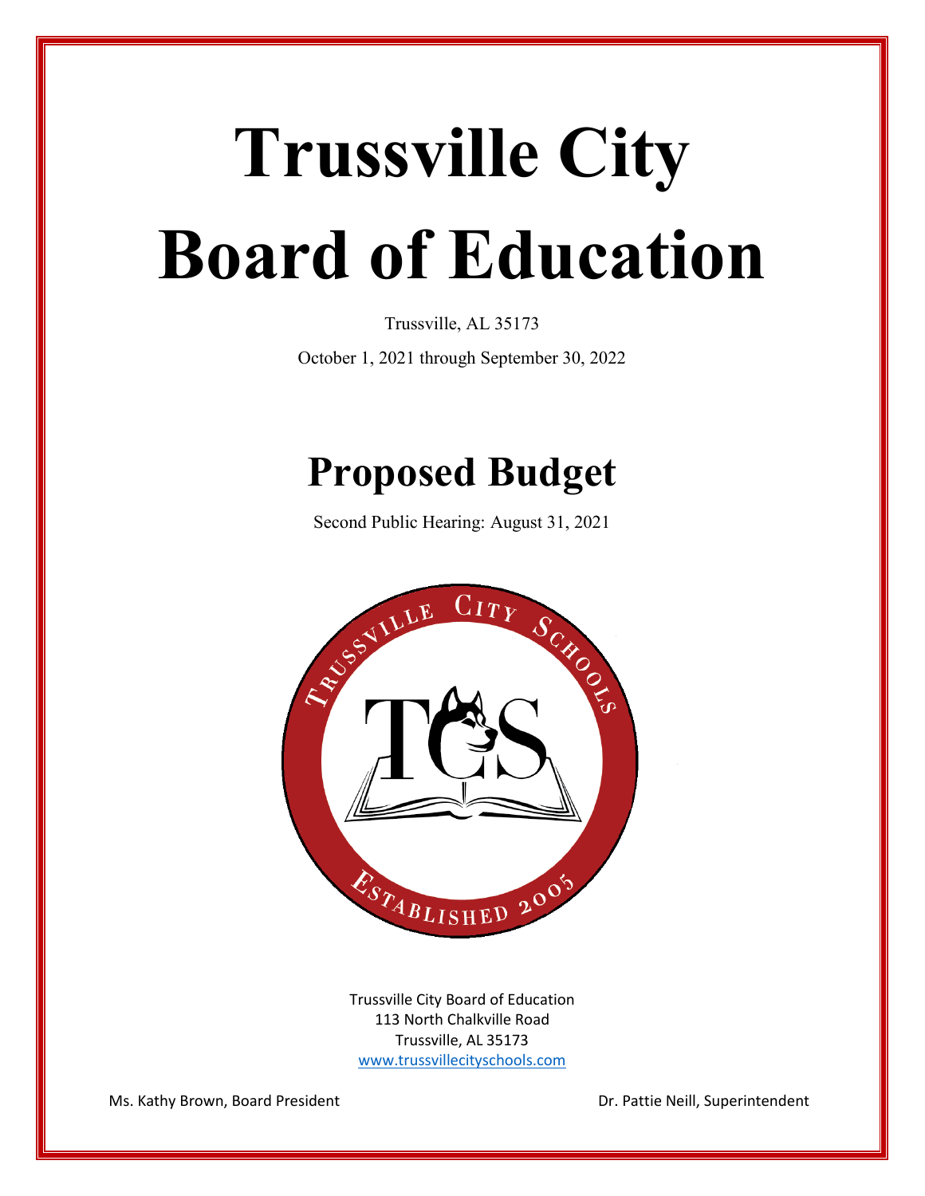# Trussville City Board of Education

Trussville, AL 35173

October 1, 2021 through September 30, 2022

## Proposed Budget

Second Public Hearing: August 31, 2021

Trussville City Board of Education
113 North Chalkville Road
Trussville, AL 35173
www.trussvillecityschools.com

Ms. Kathy Brown, Board President

Dr. Pattie Neill, Superintendent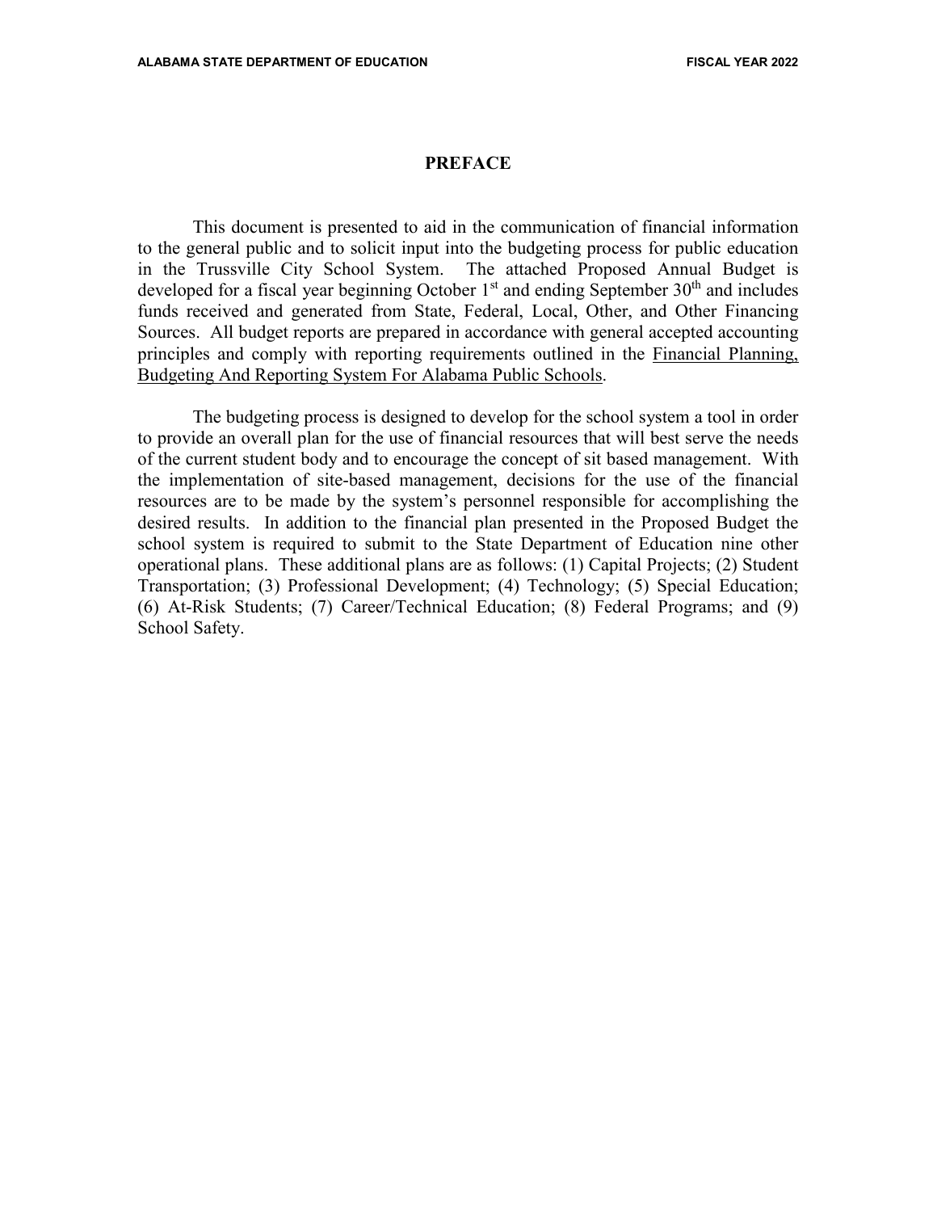## PREFACE

This document is presented to aid in the communication of financial information to the general public and to solicit input into the budgeting process for public education in the Trussville City School System. The attached Proposed Annual Budget is developed for a fiscal year beginning October 1st and ending September 30th and includes funds received and generated from State, Federal, Local, Other, and Other Financing Sources. All budget reports are prepared in accordance with general accepted accounting principles and comply with reporting requirements outlined in the Financial Planning, Budgeting And Reporting System For Alabama Public Schools.

The budgeting process is designed to develop for the school system a tool in order to provide an overall plan for the use of financial resources that will best serve the needs of the current student body and to encourage the concept of sit based management. With the implementation of site-based management, decisions for the use of the financial resources are to be made by the system's personnel responsible for accomplishing the desired results. In addition to the financial plan presented in the Proposed Budget the school system is required to submit to the State Department of Education nine other operational plans. These additional plans are as follows: (1) Capital Projects; (2) Student Transportation; (3) Professional Development; (4) Technology; (5) Special Education; (6) At-Risk Students; (7) Career/Technical Education; (8) Federal Programs; and (9) School Safety.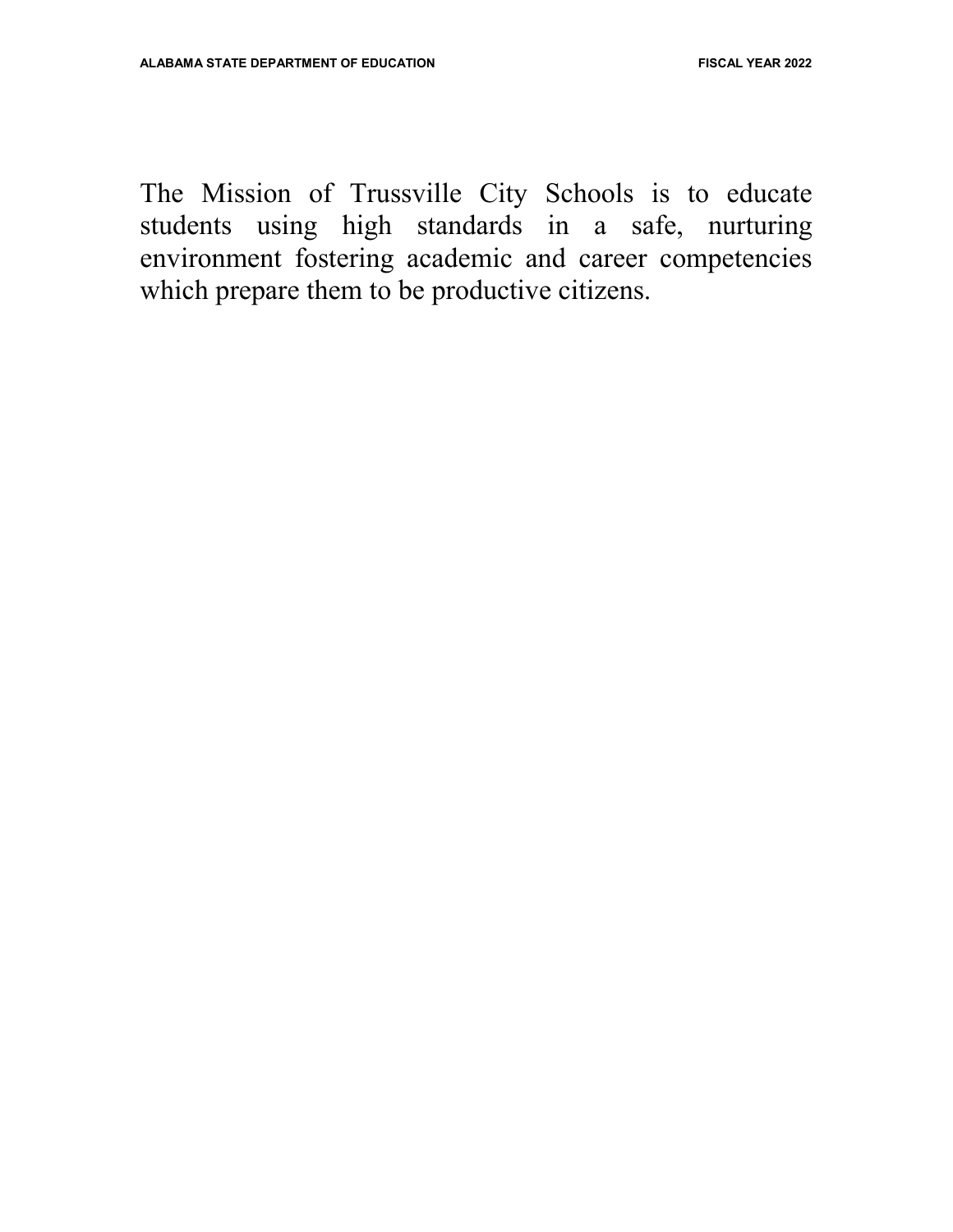The Mission of Trussville City Schools is to educate students using high standards in a safe, nurturing environment fostering academic and career competencies which prepare them to be productive citizens.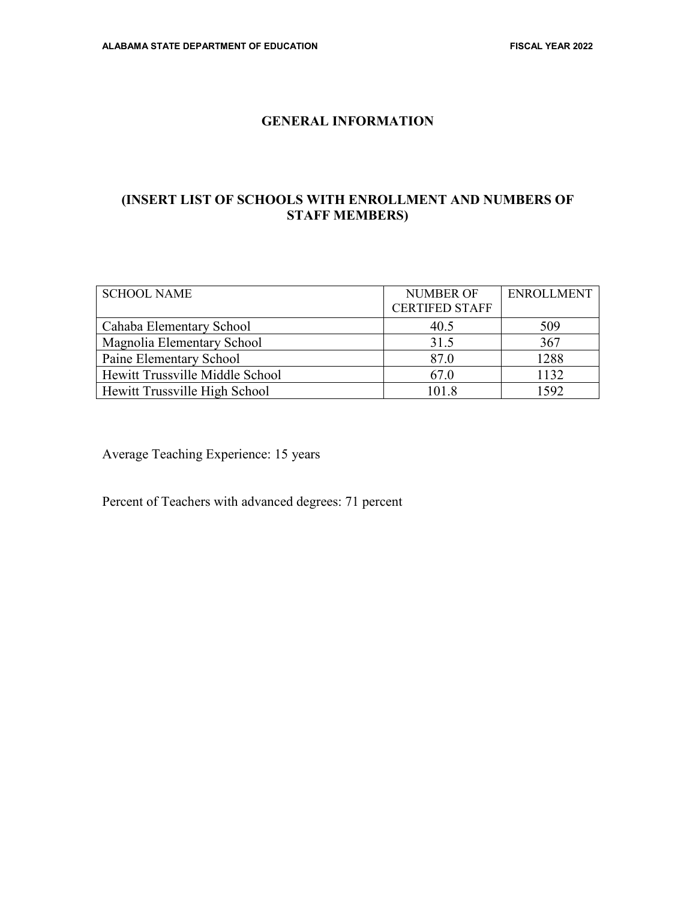## GENERAL INFORMATION

### (INSERT LIST OF SCHOOLS WITH ENROLLMENT AND NUMBERS OF STAFF MEMBERS)

| SCHOOL NAME | NUMBER OF CERTIFED STAFF | ENROLLMENT |
|---|---|---|
| Cahaba Elementary School | 40.5 | 509 |
| Magnolia Elementary School | 31.5 | 367 |
| Paine Elementary School | 87.0 | 1288 |
| Hewitt Trussville Middle School | 67.0 | 1132 |
| Hewitt Trussville High School | 101.8 | 1592 |

Average Teaching Experience: 15 years

Percent of Teachers with advanced degrees: 71 percent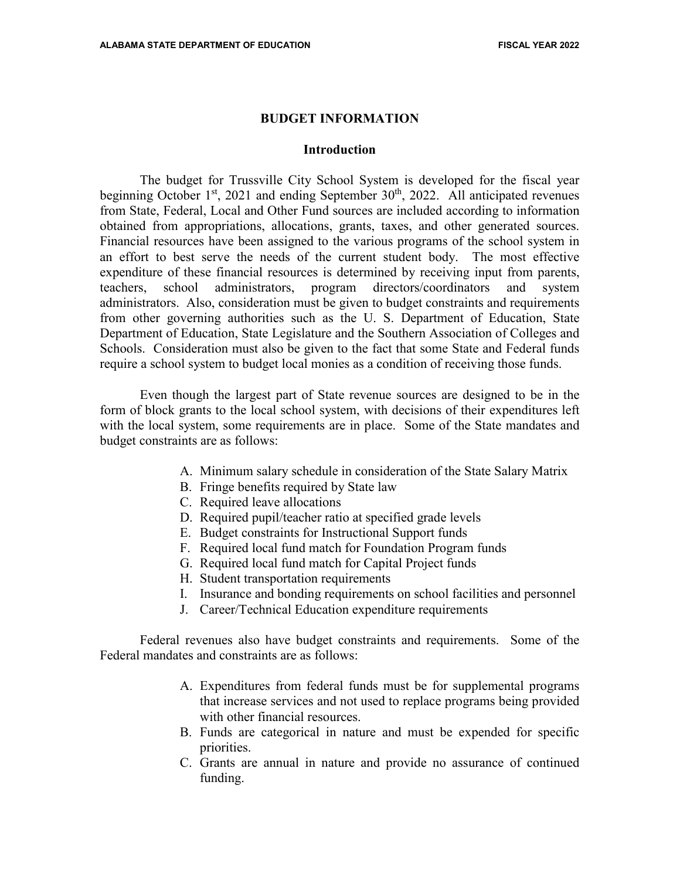# BUDGET INFORMATION

## Introduction

The budget for Trussville City School System is developed for the fiscal year beginning October 1st, 2021 and ending September 30th, 2022. All anticipated revenues from State, Federal, Local and Other Fund sources are included according to information obtained from appropriations, allocations, grants, taxes, and other generated sources. Financial resources have been assigned to the various programs of the school system in an effort to best serve the needs of the current student body. The most effective expenditure of these financial resources is determined by receiving input from parents, teachers, school administrators, program directors/coordinators and system administrators. Also, consideration must be given to budget constraints and requirements from other governing authorities such as the U. S. Department of Education, State Department of Education, State Legislature and the Southern Association of Colleges and Schools. Consideration must also be given to the fact that some State and Federal funds require a school system to budget local monies as a condition of receiving those funds.

Even though the largest part of State revenue sources are designed to be in the form of block grants to the local school system, with decisions of their expenditures left with the local system, some requirements are in place. Some of the State mandates and budget constraints are as follows:

A. Minimum salary schedule in consideration of the State Salary Matrix
B. Fringe benefits required by State law
C. Required leave allocations
D. Required pupil/teacher ratio at specified grade levels
E. Budget constraints for Instructional Support funds
F. Required local fund match for Foundation Program funds
G. Required local fund match for Capital Project funds
H. Student transportation requirements
I. Insurance and bonding requirements on school facilities and personnel
J. Career/Technical Education expenditure requirements

Federal revenues also have budget constraints and requirements. Some of the Federal mandates and constraints are as follows:

A. Expenditures from federal funds must be for supplemental programs that increase services and not used to replace programs being provided with other financial resources.
B. Funds are categorical in nature and must be expended for specific priorities.
C. Grants are annual in nature and provide no assurance of continued funding.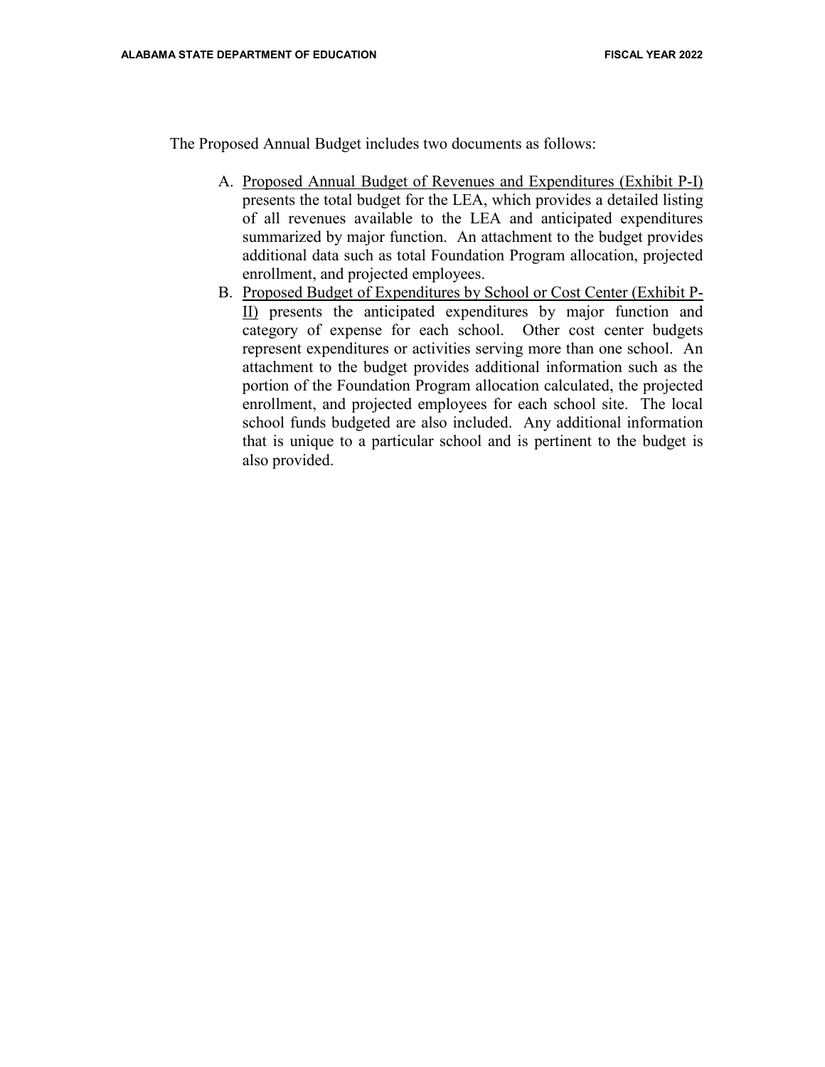The Proposed Annual Budget includes two documents as follows:

A. Proposed Annual Budget of Revenues and Expenditures (Exhibit P-I) presents the total budget for the LEA, which provides a detailed listing of all revenues available to the LEA and anticipated expenditures summarized by major function. An attachment to the budget provides additional data such as total Foundation Program allocation, projected enrollment, and projected employees.
B. Proposed Budget of Expenditures by School or Cost Center (Exhibit P-II) presents the anticipated expenditures by major function and category of expense for each school. Other cost center budgets represent expenditures or activities serving more than one school. An attachment to the budget provides additional information such as the portion of the Foundation Program allocation calculated, the projected enrollment, and projected employees for each school site. The local school funds budgeted are also included. Any additional information that is unique to a particular school and is pertinent to the budget is also provided.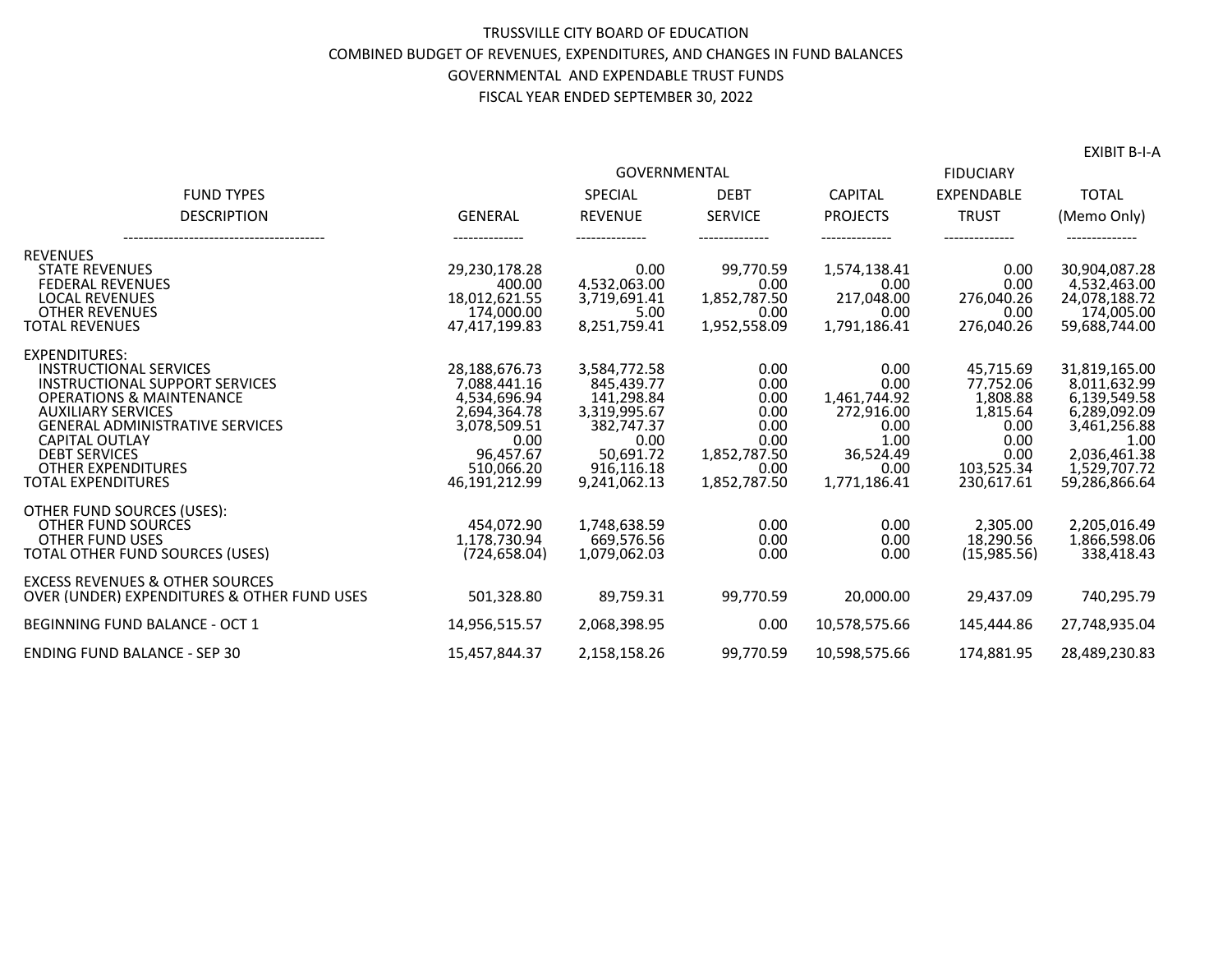# TRUSSVILLE CITY BOARD OF EDUCATION
## COMBINED BUDGET OF REVENUES, EXPENDITURES, AND CHANGES IN FUND BALANCES
## GOVERNMENTAL AND EXPENDABLE TRUST FUNDS
## FISCAL YEAR ENDED SEPTEMBER 30, 2022

EXIBIT B-I-A

| FUND TYPES | GOVERNMENTAL | | | | FIDUCIARY | |
|---|---|---|---|---|---|---|
| DESCRIPTION | GENERAL | SPECIAL REVENUE | DEBT SERVICE | CAPITAL PROJECTS | EXPENDABLE TRUST | TOTAL (Memo Only) |
| **REVENUES** | | | | | | |
| STATE REVENUES | 29,230,178.28 | 0.00 | 99,770.59 | 1,574,138.41 | 0.00 | 30,904,087.28 |
| FEDERAL REVENUES | 400.00 | 4,532,063.00 | 0.00 | 0.00 | 0.00 | 4,532,463.00 |
| LOCAL REVENUES | 18,012,621.55 | 3,719,691.41 | 1,852,787.50 | 217,048.00 | 276,040.26 | 24,078,188.72 |
| OTHER REVENUES | 174,000.00 | 5.00 | 0.00 | 0.00 | 0.00 | 174,005.00 |
| TOTAL REVENUES | 47,417,199.83 | 8,251,759.41 | 1,952,558.09 | 1,791,186.41 | 276,040.26 | 59,688,744.00 |
| **EXPENDITURES:** | | | | | | |
| INSTRUCTIONAL SERVICES | 28,188,676.73 | 3,584,772.58 | 0.00 | 0.00 | 45,715.69 | 31,819,165.00 |
| INSTRUCTIONAL SUPPORT SERVICES | 7,088,441.16 | 845,439.77 | 0.00 | 0.00 | 77,752.06 | 8,011,632.99 |
| OPERATIONS & MAINTENANCE | 4,534,696.94 | 141,298.84 | 0.00 | 1,461,744.92 | 1,808.88 | 6,139,549.58 |
| AUXILIARY SERVICES | 2,694,364.78 | 3,319,995.67 | 0.00 | 272,916.00 | 1,815.64 | 6,289,092.09 |
| GENERAL ADMINISTRATIVE SERVICES | 3,078,509.51 | 382,747.37 | 0.00 | 0.00 | 0.00 | 3,461,256.88 |
| CAPITAL OUTLAY | 0.00 | 0.00 | 0.00 | 1.00 | 0.00 | 1.00 |
| DEBT SERVICES | 96,457.67 | 50,691.72 | 1,852,787.50 | 36,524.49 | 0.00 | 2,036,461.38 |
| OTHER EXPENDITURES | 510,066.20 | 916,116.18 | 0.00 | 0.00 | 103,525.34 | 1,529,707.72 |
| TOTAL EXPENDITURES | 46,191,212.99 | 9,241,062.13 | 1,852,787.50 | 1,771,186.41 | 230,617.61 | 59,286,866.64 |
| **OTHER FUND SOURCES (USES):** | | | | | | |
| OTHER FUND SOURCES | 454,072.90 | 1,748,638.59 | 0.00 | 0.00 | 2,305.00 | 2,205,016.49 |
| OTHER FUND USES | 1,178,730.94 | 669,576.56 | 0.00 | 0.00 | 18,290.56 | 1,866,598.06 |
| TOTAL OTHER FUND SOURCES (USES) | (724,658.04) | 1,079,062.03 | 0.00 | 0.00 | (15,985.56) | 338,418.43 |
| EXCESS REVENUES & OTHER SOURCES OVER (UNDER) EXPENDITURES & OTHER FUND USES | 501,328.80 | 89,759.31 | 99,770.59 | 20,000.00 | 29,437.09 | 740,295.79 |
| BEGINNING FUND BALANCE - OCT 1 | 14,956,515.57 | 2,068,398.95 | 0.00 | 10,578,575.66 | 145,444.86 | 27,748,935.04 |
| ENDING FUND BALANCE - SEP 30 | 15,457,844.37 | 2,158,158.26 | 99,770.59 | 10,598,575.66 | 174,881.95 | 28,489,230.83 |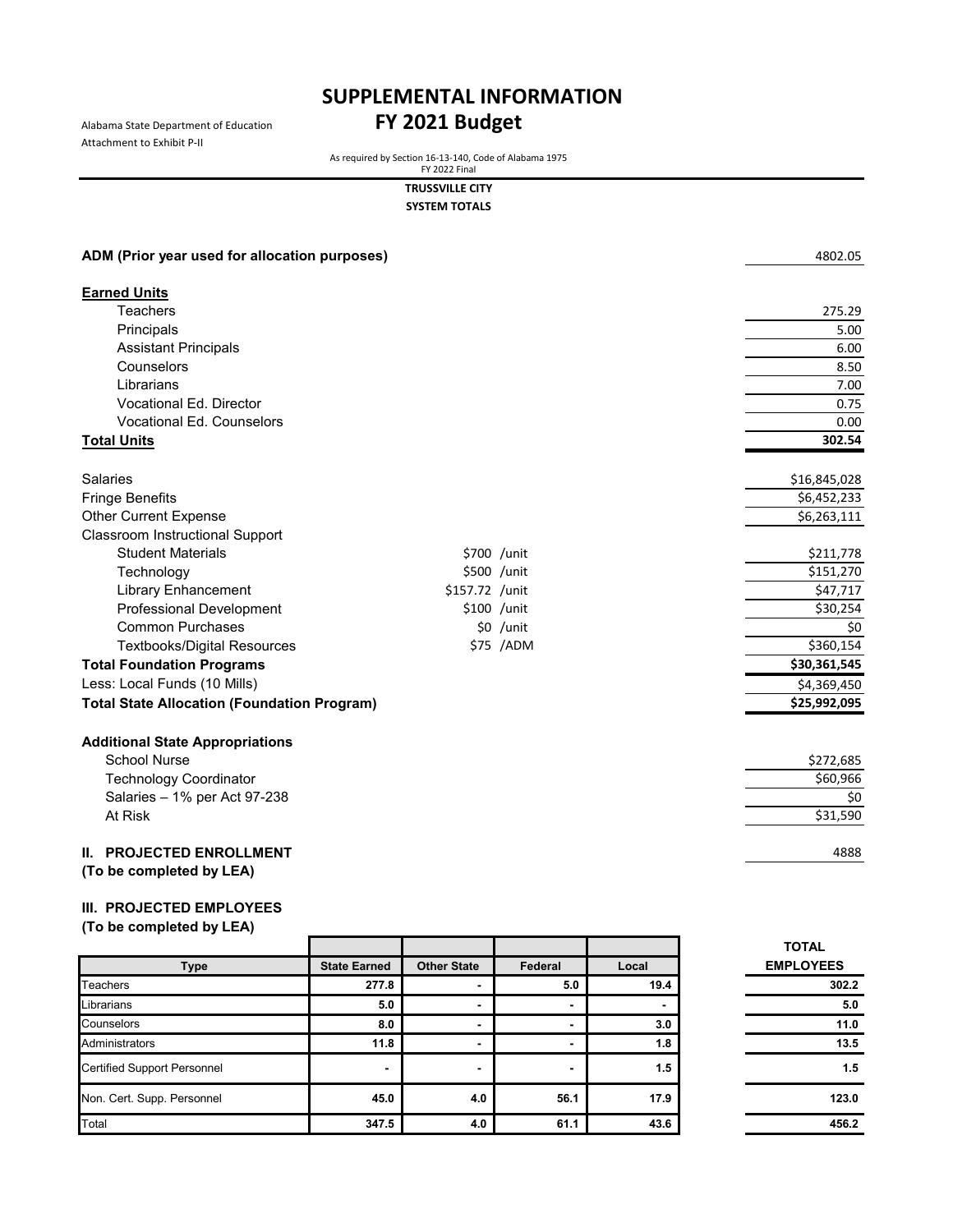# SUPPLEMENTAL INFORMATION

Alabama State Department of Education
Attachment to Exhibit P-II

## FY 2021 Budget

As required by Section 16-13-140, Code of Alabama 1975
FY 2022 Final

**TRUSSVILLE CITY**
**SYSTEM TOTALS**

| | | |
|---|---|---|
| **ADM (Prior year used for allocation purposes)** | | 4802.05 |
| **Earned Units** | | |
| Teachers | | 275.29 |
| Principals | | 5.00 |
| Assistant Principals | | 6.00 |
| Counselors | | 8.50 |
| Librarians | | 7.00 |
| Vocational Ed. Director | | 0.75 |
| Vocational Ed. Counselors | | 0.00 |
| **Total Units** | | **302.54** |
| Salaries | | $16,845,028 |
| Fringe Benefits | | $6,452,233 |
| Other Current Expense | | $6,263,111 |
| Classroom Instructional Support | | |
| Student Materials | $700 /unit | $211,778 |
| Technology | $500 /unit | $151,270 |
| Library Enhancement | $157.72 /unit | $47,717 |
| Professional Development | $100 /unit | $30,254 |
| Common Purchases | $0 /unit | $0 |
| Textbooks/Digital Resources | $75 /ADM | $360,154 |
| **Total Foundation Programs** | | **$30,361,545** |
| Less: Local Funds (10 Mills) | | $4,369,450 |
| **Total State Allocation (Foundation Program)** | | **$25,992,095** |
| **Additional State Appropriations** | | |
| School Nurse | | $272,685 |
| Technology Coordinator | | $60,966 |
| Salaries – 1% per Act 97-238 | | $0 |
| At Risk | | $31,590 |

**II. PROJECTED ENROLLMENT** 4888
**(To be completed by LEA)**

**III. PROJECTED EMPLOYEES**
**(To be completed by LEA)**

| Type | State Earned | Other State | Federal | Local | TOTAL EMPLOYEES |
|---|---|---|---|---|---|
| Teachers | 277.8 | - | 5.0 | 19.4 | 302.2 |
| Librarians | 5.0 | - | - | - | 5.0 |
| Counselors | 8.0 | - | - | 3.0 | 11.0 |
| Administrators | 11.8 | - | - | 1.8 | 13.5 |
| Certified Support Personnel | - | - | - | 1.5 | 1.5 |
| Non. Cert. Supp. Personnel | 45.0 | 4.0 | 56.1 | 17.9 | 123.0 |
| Total | 347.5 | 4.0 | 61.1 | 43.6 | 456.2 |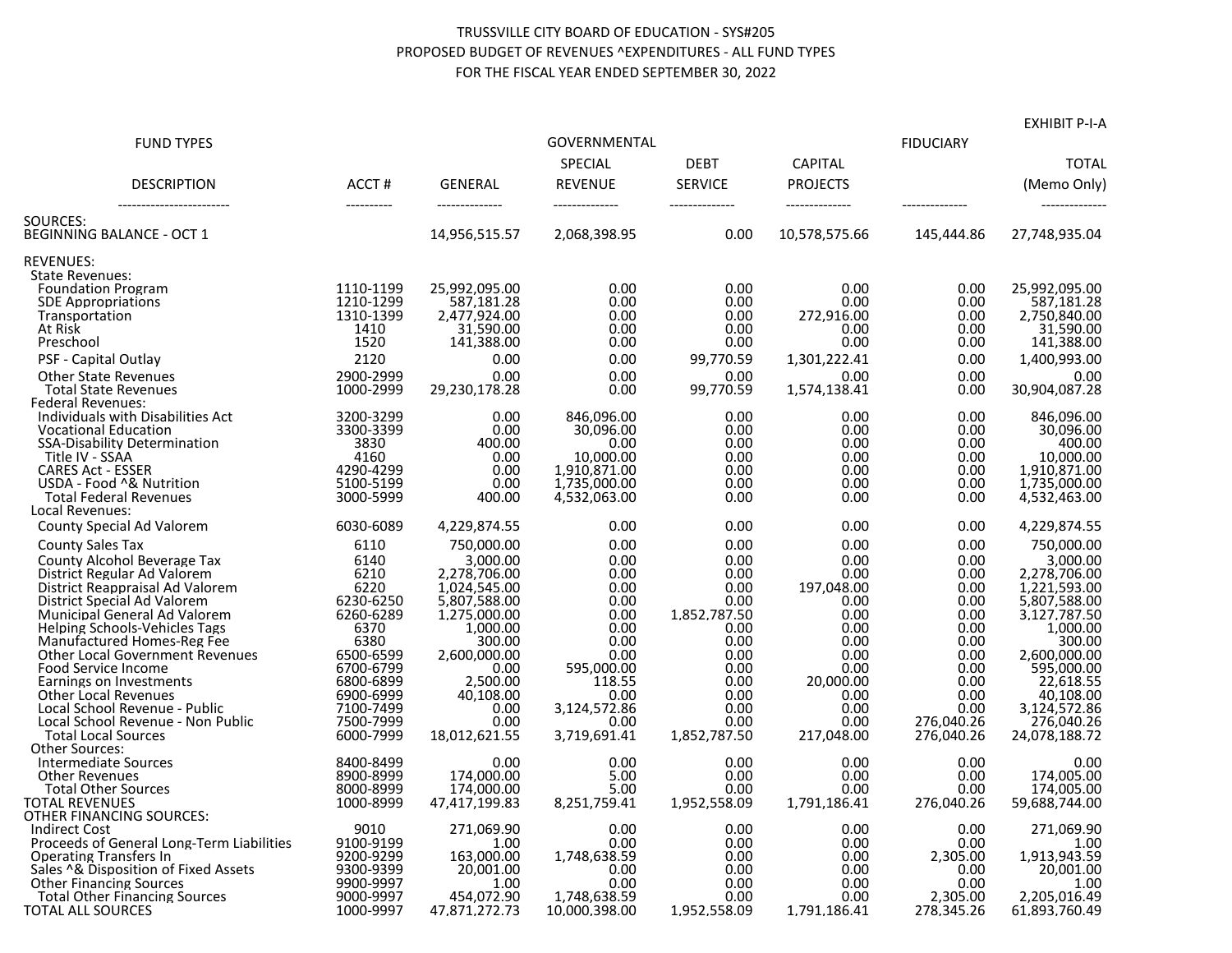TRUSSVILLE CITY BOARD OF EDUCATION - SYS#205
PROPOSED BUDGET OF REVENUES ^EXPENDITURES - ALL FUND TYPES
FOR THE FISCAL YEAR ENDED SEPTEMBER 30, 2022

EXHIBIT P-I-A

| FUND TYPES | | GOVERNMENTAL | | | | FIDUCIARY | |
|---|---|---|---|---|---|---|---|
| DESCRIPTION | ACCT # | GENERAL | SPECIAL REVENUE | DEBT SERVICE | CAPITAL PROJECTS | | TOTAL (Memo Only) |
| SOURCES: | | | | | | | |
| BEGINNING BALANCE - OCT 1 | | 14,956,515.57 | 2,068,398.95 | 0.00 | 10,578,575.66 | 145,444.86 | 27,748,935.04 |
| REVENUES: | | | | | | | |
| State Revenues: | | | | | | | |
| Foundation Program | 1110-1199 | 25,992,095.00 | 0.00 | 0.00 | 0.00 | 0.00 | 25,992,095.00 |
| SDE Appropriations | 1210-1299 | 587,181.28 | 0.00 | 0.00 | 0.00 | 0.00 | 587,181.28 |
| Transportation | 1310-1399 | 2,477,924.00 | 0.00 | 0.00 | 272,916.00 | 0.00 | 2,750,840.00 |
| At Risk | 1410 | 31,590.00 | 0.00 | 0.00 | 0.00 | 0.00 | 31,590.00 |
| Preschool | 1520 | 141,388.00 | 0.00 | 0.00 | 0.00 | 0.00 | 141,388.00 |
| PSF - Capital Outlay | 2120 | 0.00 | 0.00 | 99,770.59 | 1,301,222.41 | 0.00 | 1,400,993.00 |
| Other State Revenues | 2900-2999 | 0.00 | 0.00 | 0.00 | 0.00 | 0.00 | 0.00 |
| Total State Revenues | 1000-2999 | 29,230,178.28 | 0.00 | 99,770.59 | 1,574,138.41 | 0.00 | 30,904,087.28 |
| Federal Revenues: | | | | | | | |
| Individuals with Disabilities Act | 3200-3299 | 0.00 | 846,096.00 | 0.00 | 0.00 | 0.00 | 846,096.00 |
| Vocational Education | 3300-3399 | 0.00 | 30,096.00 | 0.00 | 0.00 | 0.00 | 30,096.00 |
| SSA-Disability Determination | 3830 | 400.00 | 0.00 | 0.00 | 0.00 | 0.00 | 400.00 |
| Title IV - SSAA | 4160 | 0.00 | 10,000.00 | 0.00 | 0.00 | 0.00 | 10,000.00 |
| CARES Act - ESSER | 4290-4299 | 0.00 | 1,910,871.00 | 0.00 | 0.00 | 0.00 | 1,910,871.00 |
| USDA - Food ^& Nutrition | 5100-5199 | 0.00 | 1,735,000.00 | 0.00 | 0.00 | 0.00 | 1,735,000.00 |
| Total Federal Revenues | 3000-5999 | 400.00 | 4,532,063.00 | 0.00 | 0.00 | 0.00 | 4,532,463.00 |
| Local Revenues: | | | | | | | |
| County Special Ad Valorem | 6030-6089 | 4,229,874.55 | 0.00 | 0.00 | 0.00 | 0.00 | 4,229,874.55 |
| County Sales Tax | 6110 | 750,000.00 | 0.00 | 0.00 | 0.00 | 0.00 | 750,000.00 |
| County Alcohol Beverage Tax | 6140 | 3,000.00 | 0.00 | 0.00 | 0.00 | 0.00 | 3,000.00 |
| District Regular Ad Valorem | 6210 | 2,278,706.00 | 0.00 | 0.00 | 0.00 | 0.00 | 2,278,706.00 |
| District Reappraisal Ad Valorem | 6220 | 1,024,545.00 | 0.00 | 0.00 | 197,048.00 | 0.00 | 1,221,593.00 |
| District Special Ad Valorem | 6230-6250 | 5,807,588.00 | 0.00 | 0.00 | 0.00 | 0.00 | 5,807,588.00 |
| Municipal General Ad Valorem | 6260-6289 | 1,275,000.00 | 0.00 | 1,852,787.50 | 0.00 | 0.00 | 3,127,787.50 |
| Helping Schools-Vehicles Tags | 6370 | 1,000.00 | 0.00 | 0.00 | 0.00 | 0.00 | 1,000.00 |
| Manufactured Homes-Reg Fee | 6380 | 300.00 | 0.00 | 0.00 | 0.00 | 0.00 | 300.00 |
| Other Local Government Revenues | 6500-6599 | 2,600,000.00 | 0.00 | 0.00 | 0.00 | 0.00 | 2,600,000.00 |
| Food Service Income | 6700-6799 | 0.00 | 595,000.00 | 0.00 | 0.00 | 0.00 | 595,000.00 |
| Earnings on Investments | 6800-6899 | 2,500.00 | 118.55 | 0.00 | 20,000.00 | 0.00 | 22,618.55 |
| Other Local Revenues | 6900-6999 | 40,108.00 | 0.00 | 0.00 | 0.00 | 0.00 | 40,108.00 |
| Local School Revenue - Public | 7100-7499 | 0.00 | 3,124,572.86 | 0.00 | 0.00 | 0.00 | 3,124,572.86 |
| Local School Revenue - Non Public | 7500-7999 | 0.00 | 0.00 | 0.00 | 0.00 | 276,040.26 | 276,040.26 |
| Total Local Sources | 6000-7999 | 18,012,621.55 | 3,719,691.41 | 1,852,787.50 | 217,048.00 | 276,040.26 | 24,078,188.72 |
| Other Sources: | | | | | | | |
| Intermediate Sources | 8400-8499 | 0.00 | 0.00 | 0.00 | 0.00 | 0.00 | 0.00 |
| Other Revenues | 8900-8999 | 174,000.00 | 5.00 | 0.00 | 0.00 | 0.00 | 174,005.00 |
| Total Other Sources | 8000-8999 | 174,000.00 | 5.00 | 0.00 | 0.00 | 0.00 | 174,005.00 |
| TOTAL REVENUES | 1000-8999 | 47,417,199.83 | 8,251,759.41 | 1,952,558.09 | 1,791,186.41 | 276,040.26 | 59,688,744.00 |
| OTHER FINANCING SOURCES: | | | | | | | |
| Indirect Cost | 9010 | 271,069.90 | 0.00 | 0.00 | 0.00 | 0.00 | 271,069.90 |
| Proceeds of General Long-Term Liabilities | 9100-9199 | 1.00 | 0.00 | 0.00 | 0.00 | 0.00 | 1.00 |
| Operating Transfers In | 9200-9299 | 163,000.00 | 1,748,638.59 | 0.00 | 0.00 | 2,305.00 | 1,913,943.59 |
| Sales ^& Disposition of Fixed Assets | 9300-9399 | 20,001.00 | 0.00 | 0.00 | 0.00 | 0.00 | 20,001.00 |
| Other Financing Sources | 9900-9997 | 1.00 | 0.00 | 0.00 | 0.00 | 0.00 | 1.00 |
| Total Other Financing Sources | 9000-9997 | 454,072.90 | 1,748,638.59 | 0.00 | 0.00 | 2,305.00 | 2,205,016.49 |
| TOTAL ALL SOURCES | 1000-9997 | 47,871,272.73 | 10,000,398.00 | 1,952,558.09 | 1,791,186.41 | 278,345.26 | 61,893,760.49 |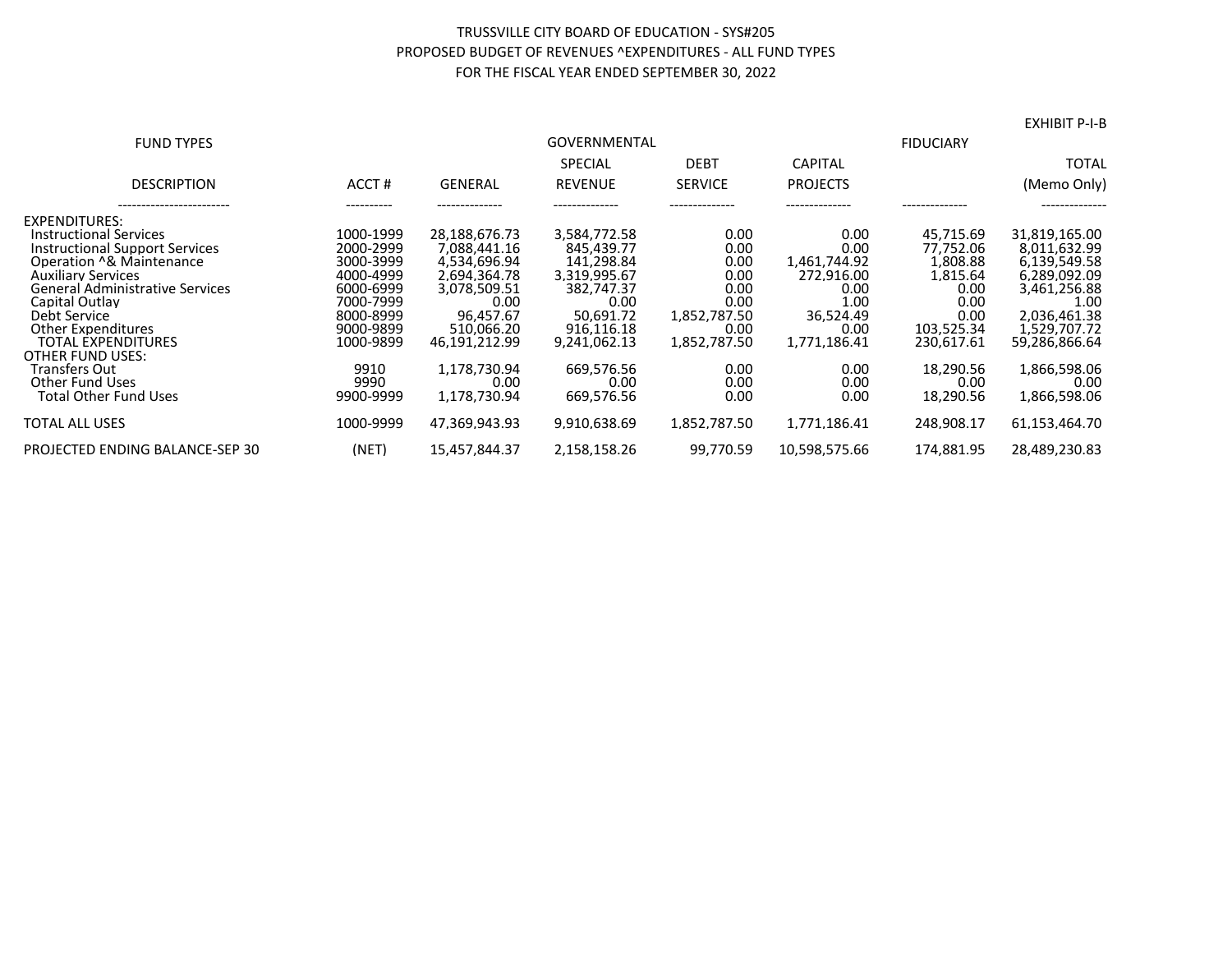TRUSSVILLE CITY BOARD OF EDUCATION - SYS#205
PROPOSED BUDGET OF REVENUES ^EXPENDITURES - ALL FUND TYPES
FOR THE FISCAL YEAR ENDED SEPTEMBER 30, 2022

EXHIBIT P-I-B

| FUND TYPES | | GOVERNMENTAL | | | | FIDUCIARY | |
|---|---|---|---|---|---|---|---|
| | | | SPECIAL | DEBT | CAPITAL | | TOTAL |
| DESCRIPTION | ACCT # | GENERAL | REVENUE | SERVICE | PROJECTS | | (Memo Only) |
| EXPENDITURES: | | | | | | | |
| Instructional Services | 1000-1999 | 28,188,676.73 | 3,584,772.58 | 0.00 | 0.00 | 45,715.69 | 31,819,165.00 |
| Instructional Support Services | 2000-2999 | 7,088,441.16 | 845,439.77 | 0.00 | 0.00 | 77,752.06 | 8,011,632.99 |
| Operation ^& Maintenance | 3000-3999 | 4,534,696.94 | 141,298.84 | 0.00 | 1,461,744.92 | 1,808.88 | 6,139,549.58 |
| Auxiliary Services | 4000-4999 | 2,694,364.78 | 3,319,995.67 | 0.00 | 272,916.00 | 1,815.64 | 6,289,092.09 |
| General Administrative Services | 6000-6999 | 3,078,509.51 | 382,747.37 | 0.00 | 0.00 | 0.00 | 3,461,256.88 |
| Capital Outlay | 7000-7999 | 0.00 | 0.00 | 0.00 | 1.00 | 0.00 | 1.00 |
| Debt Service | 8000-8999 | 96,457.67 | 50,691.72 | 1,852,787.50 | 36,524.49 | 0.00 | 2,036,461.38 |
| Other Expenditures | 9000-9899 | 510,066.20 | 916,116.18 | 0.00 | 0.00 | 103,525.34 | 1,529,707.72 |
| TOTAL EXPENDITURES | 1000-9899 | 46,191,212.99 | 9,241,062.13 | 1,852,787.50 | 1,771,186.41 | 230,617.61 | 59,286,866.64 |
| OTHER FUND USES: | | | | | | | |
| Transfers Out | 9910 | 1,178,730.94 | 669,576.56 | 0.00 | 0.00 | 18,290.56 | 1,866,598.06 |
| Other Fund Uses | 9990 | 0.00 | 0.00 | 0.00 | 0.00 | 0.00 | 0.00 |
| Total Other Fund Uses | 9900-9999 | 1,178,730.94 | 669,576.56 | 0.00 | 0.00 | 18,290.56 | 1,866,598.06 |
| TOTAL ALL USES | 1000-9999 | 47,369,943.93 | 9,910,638.69 | 1,852,787.50 | 1,771,186.41 | 248,908.17 | 61,153,464.70 |
| PROJECTED ENDING BALANCE-SEP 30 | (NET) | 15,457,844.37 | 2,158,158.26 | 99,770.59 | 10,598,575.66 | 174,881.95 | 28,489,230.83 |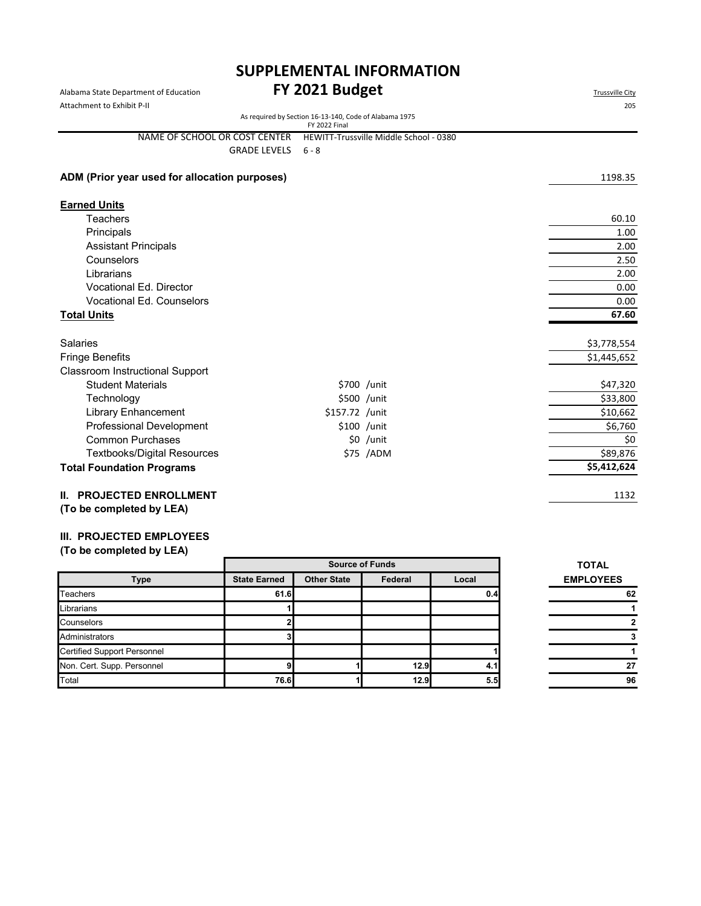# SUPPLEMENTAL INFORMATION

## FY 2021 Budget

Alabama State Department of Education
Attachment to Exhibit P-II

Trussville City
205

As required by Section 16-13-140, Code of Alabama 1975
FY 2022 Final

NAME OF SCHOOL OR COST CENTER: HEWITT-Trussville Middle School - 0380
GRADE LEVELS: 6 - 8

**ADM (Prior year used for allocation purposes)**: 1198.35

| **Earned Units** | | |
|---|---|---|
| Teachers | | 60.10 |
| Principals | | 1.00 |
| Assistant Principals | | 2.00 |
| Counselors | | 2.50 |
| Librarians | | 2.00 |
| Vocational Ed. Director | | 0.00 |
| Vocational Ed. Counselors | | 0.00 |
| **Total Units** | | **67.60** |
| Salaries | | $3,778,554 |
| Fringe Benefits | | $1,445,652 |
| Classroom Instructional Support | | |
| Student Materials | $700 /unit | $47,320 |
| Technology | $500 /unit | $33,800 |
| Library Enhancement | $157.72 /unit | $10,662 |
| Professional Development | $100 /unit | $6,760 |
| Common Purchases | $0 /unit | $0 |
| Textbooks/Digital Resources | $75 /ADM | $89,876 |
| **Total Foundation Programs** | | **$5,412,624** |

**II. PROJECTED ENROLLMENT**
**(To be completed by LEA)**: 1132

**III. PROJECTED EMPLOYEES**
**(To be completed by LEA)**

| | Source of Funds | | | | TOTAL |
|---|---|---|---|---|---|
| **Type** | **State Earned** | **Other State** | **Federal** | **Local** | **EMPLOYEES** |
| Teachers | 61.6 | | | 0.4 | 62 |
| Librarians | 1 | | | | 1 |
| Counselors | 2 | | | | 2 |
| Administrators | 3 | | | | 3 |
| Certified Support Personnel | | | | 1 | 1 |
| Non. Cert. Supp. Personnel | 9 | 1 | 12.9 | 4.1 | 27 |
| Total | 76.6 | 1 | 12.9 | 5.5 | 96 |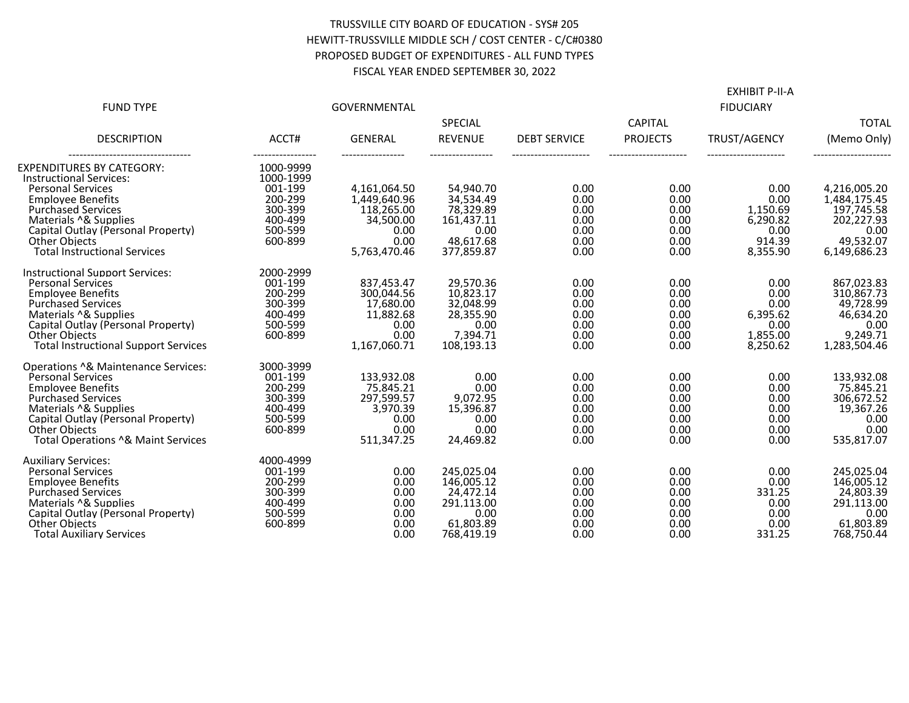TRUSSVILLE CITY BOARD OF EDUCATION - SYS# 205
HEWITT-TRUSSVILLE MIDDLE SCH / COST CENTER - C/C#0380
PROPOSED BUDGET OF EXPENDITURES - ALL FUND TYPES
FISCAL YEAR ENDED SEPTEMBER 30, 2022

EXHIBIT P-II-A

| FUND TYPE | | GOVERNMENTAL | | | | FIDUCIARY | |
|---|---|---|---|---|---|---|---|
| DESCRIPTION | ACCT# | GENERAL | SPECIAL REVENUE | DEBT SERVICE | CAPITAL PROJECTS | TRUST/AGENCY | TOTAL (Memo Only) |
| EXPENDITURES BY CATEGORY: | 1000-9999 | | | | | | |
| Instructional Services: | 1000-1999 | | | | | | |
| Personal Services | 001-199 | 4,161,064.50 | 54,940.70 | 0.00 | 0.00 | 0.00 | 4,216,005.20 |
| Employee Benefits | 200-299 | 1,449,640.96 | 34,534.49 | 0.00 | 0.00 | 0.00 | 1,484,175.45 |
| Purchased Services | 300-399 | 118,265.00 | 78,329.89 | 0.00 | 0.00 | 1,150.69 | 197,745.58 |
| Materials ^& Supplies | 400-499 | 34,500.00 | 161,437.11 | 0.00 | 0.00 | 6,290.82 | 202,227.93 |
| Capital Outlay (Personal Property) | 500-599 | 0.00 | 0.00 | 0.00 | 0.00 | 0.00 | 0.00 |
| Other Objects | 600-899 | 0.00 | 48,617.68 | 0.00 | 0.00 | 914.39 | 49,532.07 |
| Total Instructional Services | | 5,763,470.46 | 377,859.87 | 0.00 | 0.00 | 8,355.90 | 6,149,686.23 |
| Instructional Support Services: | 2000-2999 | | | | | | |
| Personal Services | 001-199 | 837,453.47 | 29,570.36 | 0.00 | 0.00 | 0.00 | 867,023.83 |
| Employee Benefits | 200-299 | 300,044.56 | 10,823.17 | 0.00 | 0.00 | 0.00 | 310,867.73 |
| Purchased Services | 300-399 | 17,680.00 | 32,048.99 | 0.00 | 0.00 | 0.00 | 49,728.99 |
| Materials ^& Supplies | 400-499 | 11,882.68 | 28,355.90 | 0.00 | 0.00 | 6,395.62 | 46,634.20 |
| Capital Outlay (Personal Property) | 500-599 | 0.00 | 0.00 | 0.00 | 0.00 | 0.00 | 0.00 |
| Other Objects | 600-899 | 0.00 | 7,394.71 | 0.00 | 0.00 | 1,855.00 | 9,249.71 |
| Total Instructional Support Services | | 1,167,060.71 | 108,193.13 | 0.00 | 0.00 | 8,250.62 | 1,283,504.46 |
| Operations ^& Maintenance Services: | 3000-3999 | | | | | | |
| Personal Services | 001-199 | 133,932.08 | 0.00 | 0.00 | 0.00 | 0.00 | 133,932.08 |
| Employee Benefits | 200-299 | 75,845.21 | 0.00 | 0.00 | 0.00 | 0.00 | 75,845.21 |
| Purchased Services | 300-399 | 297,599.57 | 9,072.95 | 0.00 | 0.00 | 0.00 | 306,672.52 |
| Materials ^& Supplies | 400-499 | 3,970.39 | 15,396.87 | 0.00 | 0.00 | 0.00 | 19,367.26 |
| Capital Outlay (Personal Property) | 500-599 | 0.00 | 0.00 | 0.00 | 0.00 | 0.00 | 0.00 |
| Other Objects | 600-899 | 0.00 | 0.00 | 0.00 | 0.00 | 0.00 | 0.00 |
| Total Operations ^& Maint Services | | 511,347.25 | 24,469.82 | 0.00 | 0.00 | 0.00 | 535,817.07 |
| Auxiliary Services: | 4000-4999 | | | | | | |
| Personal Services | 001-199 | 0.00 | 245,025.04 | 0.00 | 0.00 | 0.00 | 245,025.04 |
| Employee Benefits | 200-299 | 0.00 | 146,005.12 | 0.00 | 0.00 | 0.00 | 146,005.12 |
| Purchased Services | 300-399 | 0.00 | 24,472.14 | 0.00 | 0.00 | 331.25 | 24,803.39 |
| Materials ^& Supplies | 400-499 | 0.00 | 291,113.00 | 0.00 | 0.00 | 0.00 | 291,113.00 |
| Capital Outlay (Personal Property) | 500-599 | 0.00 | 0.00 | 0.00 | 0.00 | 0.00 | 0.00 |
| Other Objects | 600-899 | 0.00 | 61,803.89 | 0.00 | 0.00 | 0.00 | 61,803.89 |
| Total Auxiliary Services | | 0.00 | 768,419.19 | 0.00 | 0.00 | 331.25 | 768,750.44 |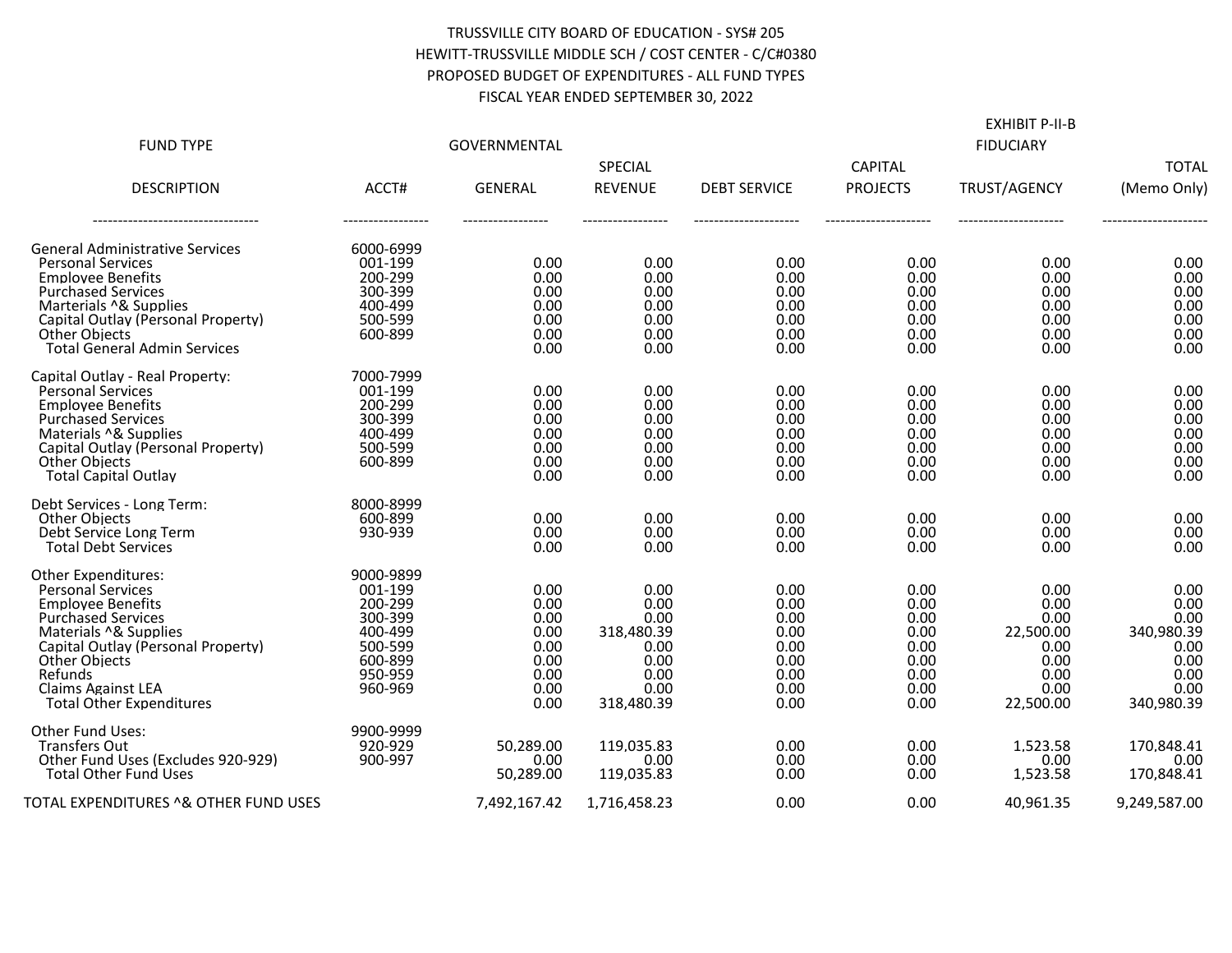TRUSSVILLE CITY BOARD OF EDUCATION - SYS# 205
HEWITT-TRUSSVILLE MIDDLE SCH / COST CENTER - C/C#0380
PROPOSED BUDGET OF EXPENDITURES - ALL FUND TYPES
FISCAL YEAR ENDED SEPTEMBER 30, 2022

EXHIBIT P-II-B

| FUND TYPE | | GOVERNMENTAL | | | | FIDUCIARY | |
|---|---|---|---|---|---|---|---|
| DESCRIPTION | ACCT# | GENERAL | SPECIAL REVENUE | DEBT SERVICE | CAPITAL PROJECTS | TRUST/AGENCY | TOTAL (Memo Only) |
| General Administrative Services | 6000-6999 | | | | | | |
| Personal Services | 001-199 | 0.00 | 0.00 | 0.00 | 0.00 | 0.00 | 0.00 |
| Employee Benefits | 200-299 | 0.00 | 0.00 | 0.00 | 0.00 | 0.00 | 0.00 |
| Purchased Services | 300-399 | 0.00 | 0.00 | 0.00 | 0.00 | 0.00 | 0.00 |
| Marterials ^& Supplies | 400-499 | 0.00 | 0.00 | 0.00 | 0.00 | 0.00 | 0.00 |
| Capital Outlay (Personal Property) | 500-599 | 0.00 | 0.00 | 0.00 | 0.00 | 0.00 | 0.00 |
| Other Objects | 600-899 | 0.00 | 0.00 | 0.00 | 0.00 | 0.00 | 0.00 |
| Total General Admin Services | | 0.00 | 0.00 | 0.00 | 0.00 | 0.00 | 0.00 |
| Capital Outlay - Real Property: | 7000-7999 | | | | | | |
| Personal Services | 001-199 | 0.00 | 0.00 | 0.00 | 0.00 | 0.00 | 0.00 |
| Employee Benefits | 200-299 | 0.00 | 0.00 | 0.00 | 0.00 | 0.00 | 0.00 |
| Purchased Services | 300-399 | 0.00 | 0.00 | 0.00 | 0.00 | 0.00 | 0.00 |
| Materials ^& Supplies | 400-499 | 0.00 | 0.00 | 0.00 | 0.00 | 0.00 | 0.00 |
| Capital Outlay (Personal Property) | 500-599 | 0.00 | 0.00 | 0.00 | 0.00 | 0.00 | 0.00 |
| Other Objects | 600-899 | 0.00 | 0.00 | 0.00 | 0.00 | 0.00 | 0.00 |
| Total Capital Outlay | | 0.00 | 0.00 | 0.00 | 0.00 | 0.00 | 0.00 |
| Debt Services - Long Term: | 8000-8999 | | | | | | |
| Other Objects | 600-899 | 0.00 | 0.00 | 0.00 | 0.00 | 0.00 | 0.00 |
| Debt Service Long Term | 930-939 | 0.00 | 0.00 | 0.00 | 0.00 | 0.00 | 0.00 |
| Total Debt Services | | 0.00 | 0.00 | 0.00 | 0.00 | 0.00 | 0.00 |
| Other Expenditures: | 9000-9899 | | | | | | |
| Personal Services | 001-199 | 0.00 | 0.00 | 0.00 | 0.00 | 0.00 | 0.00 |
| Employee Benefits | 200-299 | 0.00 | 0.00 | 0.00 | 0.00 | 0.00 | 0.00 |
| Purchased Services | 300-399 | 0.00 | 0.00 | 0.00 | 0.00 | 0.00 | 0.00 |
| Materials ^& Supplies | 400-499 | 0.00 | 318,480.39 | 0.00 | 0.00 | 22,500.00 | 340,980.39 |
| Capital Outlay (Personal Property) | 500-599 | 0.00 | 0.00 | 0.00 | 0.00 | 0.00 | 0.00 |
| Other Objects | 600-899 | 0.00 | 0.00 | 0.00 | 0.00 | 0.00 | 0.00 |
| Refunds | 950-959 | 0.00 | 0.00 | 0.00 | 0.00 | 0.00 | 0.00 |
| Claims Against LEA | 960-969 | 0.00 | 0.00 | 0.00 | 0.00 | 0.00 | 0.00 |
| Total Other Expenditures | | 0.00 | 318,480.39 | 0.00 | 0.00 | 22,500.00 | 340,980.39 |
| Other Fund Uses: | 9900-9999 | | | | | | |
| Transfers Out | 920-929 | 50,289.00 | 119,035.83 | 0.00 | 0.00 | 1,523.58 | 170,848.41 |
| Other Fund Uses (Excludes 920-929) | 900-997 | 0.00 | 0.00 | 0.00 | 0.00 | 0.00 | 0.00 |
| Total Other Fund Uses | | 50,289.00 | 119,035.83 | 0.00 | 0.00 | 1,523.58 | 170,848.41 |
| TOTAL EXPENDITURES ^& OTHER FUND USES | | 7,492,167.42 | 1,716,458.23 | 0.00 | 0.00 | 40,961.35 | 9,249,587.00 |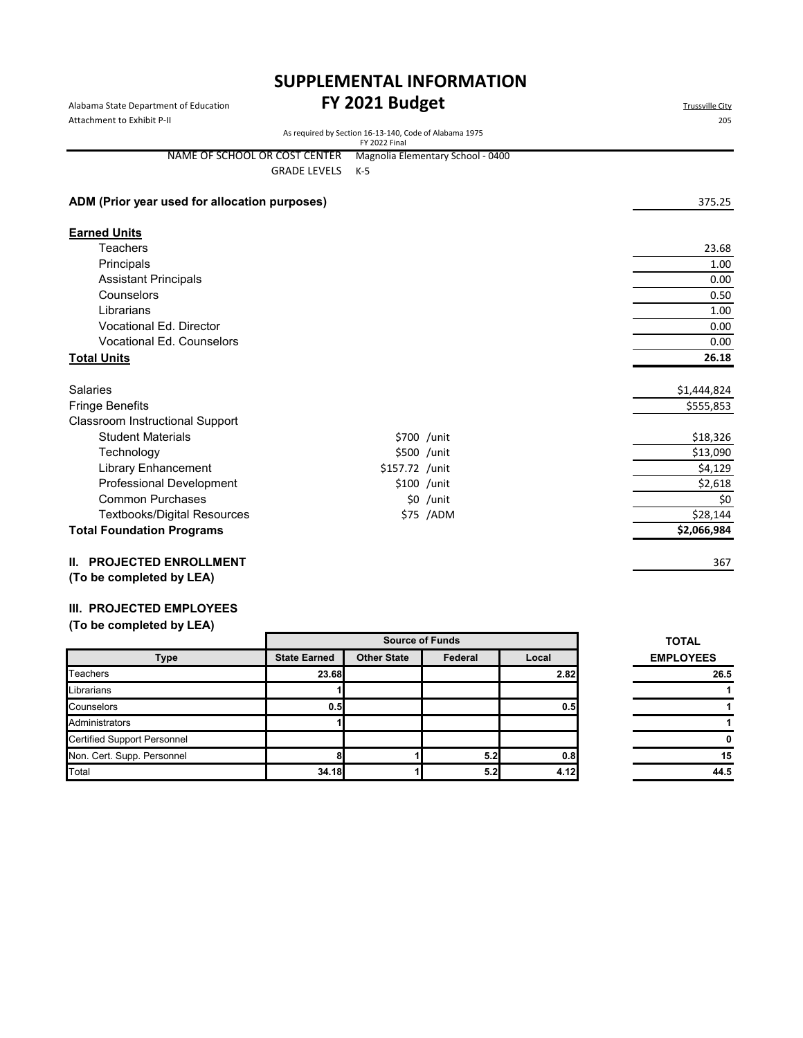# SUPPLEMENTAL INFORMATION
# FY 2021 Budget

Alabama State Department of Education
Attachment to Exhibit P-II

Trussville City
205

As required by Section 16-13-140, Code of Alabama 1975
FY 2022 Final

NAME OF SCHOOL OR COST CENTER: Magnolia Elementary School - 0400
GRADE LEVELS: K-5

| | | |
|---|---|---|
| **ADM (Prior year used for allocation purposes)** | | 375.25 |
| **Earned Units** | | |
| Teachers | | 23.68 |
| Principals | | 1.00 |
| Assistant Principals | | 0.00 |
| Counselors | | 0.50 |
| Librarians | | 1.00 |
| Vocational Ed. Director | | 0.00 |
| Vocational Ed. Counselors | | 0.00 |
| **Total Units** | | **26.18** |
| Salaries | | $1,444,824 |
| Fringe Benefits | | $555,853 |
| Classroom Instructional Support | | |
| Student Materials | $700 /unit | $18,326 |
| Technology | $500 /unit | $13,090 |
| Library Enhancement | $157.72 /unit | $4,129 |
| Professional Development | $100 /unit | $2,618 |
| Common Purchases | $0 /unit | $0 |
| Textbooks/Digital Resources | $75 /ADM | $28,144 |
| **Total Foundation Programs** | | **$2,066,984** |

**II. PROJECTED ENROLLMENT**
**(To be completed by LEA)** 367

**III. PROJECTED EMPLOYEES**
**(To be completed by LEA)**

| | Source of Funds | | | | TOTAL |
|---|---|---|---|---|---|
| **Type** | **State Earned** | **Other State** | **Federal** | **Local** | **EMPLOYEES** |
| Teachers | 23.68 | | | 2.82 | 26.5 |
| Librarians | 1 | | | | 1 |
| Counselors | 0.5 | | | 0.5 | 1 |
| Administrators | 1 | | | | 1 |
| Certified Support Personnel | | | | | 0 |
| Non. Cert. Supp. Personnel | 8 | 1 | 5.2 | 0.8 | 15 |
| Total | 34.18 | 1 | 5.2 | 4.12 | 44.5 |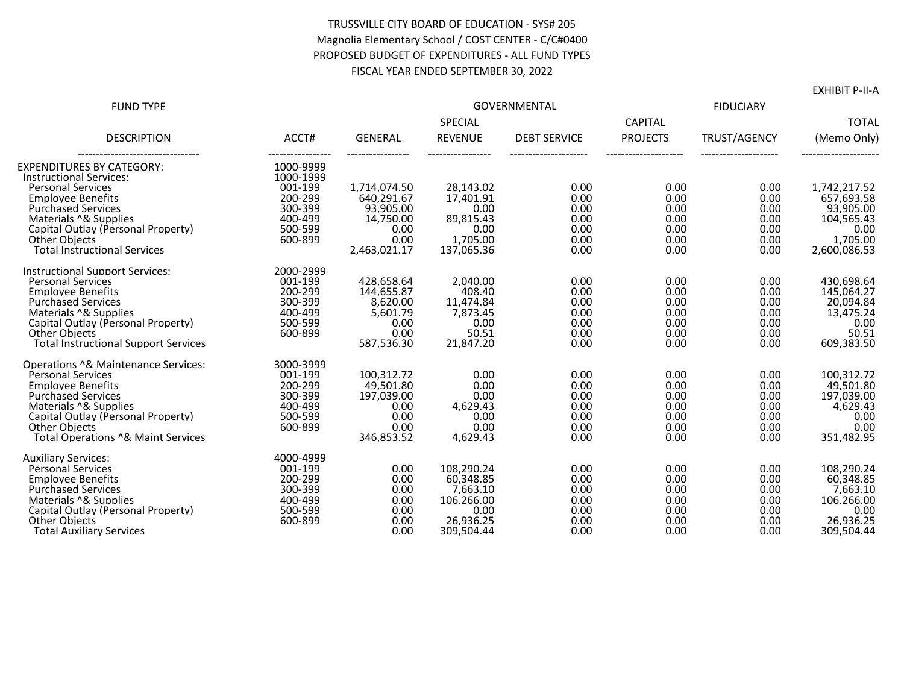TRUSSVILLE CITY BOARD OF EDUCATION - SYS# 205
Magnolia Elementary School / COST CENTER - C/C#0400
PROPOSED BUDGET OF EXPENDITURES - ALL FUND TYPES
FISCAL YEAR ENDED SEPTEMBER 30, 2022

EXHIBIT P-II-A

| FUND TYPE | | GOVERNMENTAL | | | | FIDUCIARY | |
|---|---|---|---|---|---|---|---|
| | | | SPECIAL | | CAPITAL | | TOTAL |
| DESCRIPTION | ACCT# | GENERAL | REVENUE | DEBT SERVICE | PROJECTS | TRUST/AGENCY | (Memo Only) |
| EXPENDITURES BY CATEGORY: | 1000-9999 | | | | | | |
| Instructional Services: | 1000-1999 | | | | | | |
| Personal Services | 001-199 | 1,714,074.50 | 28,143.02 | 0.00 | 0.00 | 0.00 | 1,742,217.52 |
| Employee Benefits | 200-299 | 640,291.67 | 17,401.91 | 0.00 | 0.00 | 0.00 | 657,693.58 |
| Purchased Services | 300-399 | 93,905.00 | 0.00 | 0.00 | 0.00 | 0.00 | 93,905.00 |
| Materials ^& Supplies | 400-499 | 14,750.00 | 89,815.43 | 0.00 | 0.00 | 0.00 | 104,565.43 |
| Capital Outlay (Personal Property) | 500-599 | 0.00 | 0.00 | 0.00 | 0.00 | 0.00 | 0.00 |
| Other Objects | 600-899 | 0.00 | 1,705.00 | 0.00 | 0.00 | 0.00 | 1,705.00 |
| Total Instructional Services | | 2,463,021.17 | 137,065.36 | 0.00 | 0.00 | 0.00 | 2,600,086.53 |
| Instructional Support Services: | 2000-2999 | | | | | | |
| Personal Services | 001-199 | 428,658.64 | 2,040.00 | 0.00 | 0.00 | 0.00 | 430,698.64 |
| Employee Benefits | 200-299 | 144,655.87 | 408.40 | 0.00 | 0.00 | 0.00 | 145,064.27 |
| Purchased Services | 300-399 | 8,620.00 | 11,474.84 | 0.00 | 0.00 | 0.00 | 20,094.84 |
| Materials ^& Supplies | 400-499 | 5,601.79 | 7,873.45 | 0.00 | 0.00 | 0.00 | 13,475.24 |
| Capital Outlay (Personal Property) | 500-599 | 0.00 | 0.00 | 0.00 | 0.00 | 0.00 | 0.00 |
| Other Objects | 600-899 | 0.00 | 50.51 | 0.00 | 0.00 | 0.00 | 50.51 |
| Total Instructional Support Services | | 587,536.30 | 21,847.20 | 0.00 | 0.00 | 0.00 | 609,383.50 |
| Operations ^& Maintenance Services: | 3000-3999 | | | | | | |
| Personal Services | 001-199 | 100,312.72 | 0.00 | 0.00 | 0.00 | 0.00 | 100,312.72 |
| Employee Benefits | 200-299 | 49,501.80 | 0.00 | 0.00 | 0.00 | 0.00 | 49,501.80 |
| Purchased Services | 300-399 | 197,039.00 | 0.00 | 0.00 | 0.00 | 0.00 | 197,039.00 |
| Materials ^& Supplies | 400-499 | 0.00 | 4,629.43 | 0.00 | 0.00 | 0.00 | 4,629.43 |
| Capital Outlay (Personal Property) | 500-599 | 0.00 | 0.00 | 0.00 | 0.00 | 0.00 | 0.00 |
| Other Objects | 600-899 | 0.00 | 0.00 | 0.00 | 0.00 | 0.00 | 0.00 |
| Total Operations ^& Maint Services | | 346,853.52 | 4,629.43 | 0.00 | 0.00 | 0.00 | 351,482.95 |
| Auxiliary Services: | 4000-4999 | | | | | | |
| Personal Services | 001-199 | 0.00 | 108,290.24 | 0.00 | 0.00 | 0.00 | 108,290.24 |
| Employee Benefits | 200-299 | 0.00 | 60,348.85 | 0.00 | 0.00 | 0.00 | 60,348.85 |
| Purchased Services | 300-399 | 0.00 | 7,663.10 | 0.00 | 0.00 | 0.00 | 7,663.10 |
| Materials ^& Supplies | 400-499 | 0.00 | 106,266.00 | 0.00 | 0.00 | 0.00 | 106,266.00 |
| Capital Outlay (Personal Property) | 500-599 | 0.00 | 0.00 | 0.00 | 0.00 | 0.00 | 0.00 |
| Other Objects | 600-899 | 0.00 | 26,936.25 | 0.00 | 0.00 | 0.00 | 26,936.25 |
| Total Auxiliary Services | | 0.00 | 309,504.44 | 0.00 | 0.00 | 0.00 | 309,504.44 |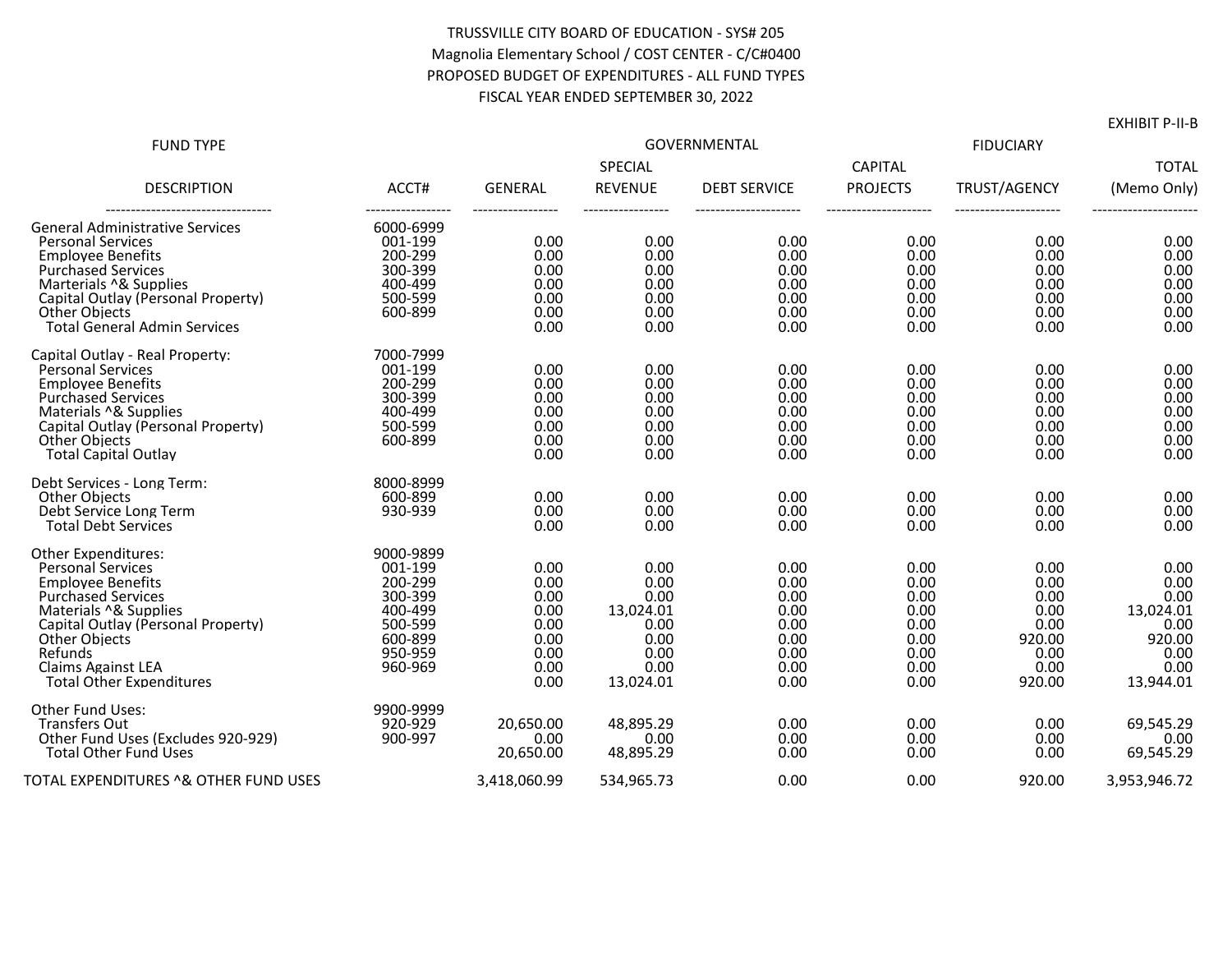TRUSSVILLE CITY BOARD OF EDUCATION - SYS# 205
Magnolia Elementary School / COST CENTER - C/C#0400
PROPOSED BUDGET OF EXPENDITURES - ALL FUND TYPES
FISCAL YEAR ENDED SEPTEMBER 30, 2022

EXHIBIT P-II-B

| FUND TYPE | | GOVERNMENTAL | | | | FIDUCIARY | |
|---|---|---|---|---|---|---|---|
| | | | SPECIAL | | CAPITAL | | TOTAL |
| DESCRIPTION | ACCT# | GENERAL | REVENUE | DEBT SERVICE | PROJECTS | TRUST/AGENCY | (Memo Only) |
| General Administrative Services | 6000-6999 | | | | | | |
| Personal Services | 001-199 | 0.00 | 0.00 | 0.00 | 0.00 | 0.00 | 0.00 |
| Employee Benefits | 200-299 | 0.00 | 0.00 | 0.00 | 0.00 | 0.00 | 0.00 |
| Purchased Services | 300-399 | 0.00 | 0.00 | 0.00 | 0.00 | 0.00 | 0.00 |
| Marterials ^& Supplies | 400-499 | 0.00 | 0.00 | 0.00 | 0.00 | 0.00 | 0.00 |
| Capital Outlay (Personal Property) | 500-599 | 0.00 | 0.00 | 0.00 | 0.00 | 0.00 | 0.00 |
| Other Objects | 600-899 | 0.00 | 0.00 | 0.00 | 0.00 | 0.00 | 0.00 |
| Total General Admin Services | | 0.00 | 0.00 | 0.00 | 0.00 | 0.00 | 0.00 |
| Capital Outlay - Real Property: | 7000-7999 | | | | | | |
| Personal Services | 001-199 | 0.00 | 0.00 | 0.00 | 0.00 | 0.00 | 0.00 |
| Employee Benefits | 200-299 | 0.00 | 0.00 | 0.00 | 0.00 | 0.00 | 0.00 |
| Purchased Services | 300-399 | 0.00 | 0.00 | 0.00 | 0.00 | 0.00 | 0.00 |
| Materials ^& Supplies | 400-499 | 0.00 | 0.00 | 0.00 | 0.00 | 0.00 | 0.00 |
| Capital Outlay (Personal Property) | 500-599 | 0.00 | 0.00 | 0.00 | 0.00 | 0.00 | 0.00 |
| Other Objects | 600-899 | 0.00 | 0.00 | 0.00 | 0.00 | 0.00 | 0.00 |
| Total Capital Outlay | | 0.00 | 0.00 | 0.00 | 0.00 | 0.00 | 0.00 |
| Debt Services - Long Term: | 8000-8999 | | | | | | |
| Other Objects | 600-899 | 0.00 | 0.00 | 0.00 | 0.00 | 0.00 | 0.00 |
| Debt Service Long Term | 930-939 | 0.00 | 0.00 | 0.00 | 0.00 | 0.00 | 0.00 |
| Total Debt Services | | 0.00 | 0.00 | 0.00 | 0.00 | 0.00 | 0.00 |
| Other Expenditures: | 9000-9899 | | | | | | |
| Personal Services | 001-199 | 0.00 | 0.00 | 0.00 | 0.00 | 0.00 | 0.00 |
| Employee Benefits | 200-299 | 0.00 | 0.00 | 0.00 | 0.00 | 0.00 | 0.00 |
| Purchased Services | 300-399 | 0.00 | 0.00 | 0.00 | 0.00 | 0.00 | 0.00 |
| Materials ^& Supplies | 400-499 | 0.00 | 13,024.01 | 0.00 | 0.00 | 0.00 | 13,024.01 |
| Capital Outlay (Personal Property) | 500-599 | 0.00 | 0.00 | 0.00 | 0.00 | 0.00 | 0.00 |
| Other Objects | 600-899 | 0.00 | 0.00 | 0.00 | 0.00 | 920.00 | 920.00 |
| Refunds | 950-959 | 0.00 | 0.00 | 0.00 | 0.00 | 0.00 | 0.00 |
| Claims Against LEA | 960-969 | 0.00 | 0.00 | 0.00 | 0.00 | 0.00 | 0.00 |
| Total Other Expenditures | | 0.00 | 13,024.01 | 0.00 | 0.00 | 920.00 | 13,944.01 |
| Other Fund Uses: | 9900-9999 | | | | | | |
| Transfers Out | 920-929 | 20,650.00 | 48,895.29 | 0.00 | 0.00 | 0.00 | 69,545.29 |
| Other Fund Uses (Excludes 920-929) | 900-997 | 0.00 | 0.00 | 0.00 | 0.00 | 0.00 | 0.00 |
| Total Other Fund Uses | | 20,650.00 | 48,895.29 | 0.00 | 0.00 | 0.00 | 69,545.29 |
| TOTAL EXPENDITURES ^& OTHER FUND USES | | 3,418,060.99 | 534,965.73 | 0.00 | 0.00 | 920.00 | 3,953,946.72 |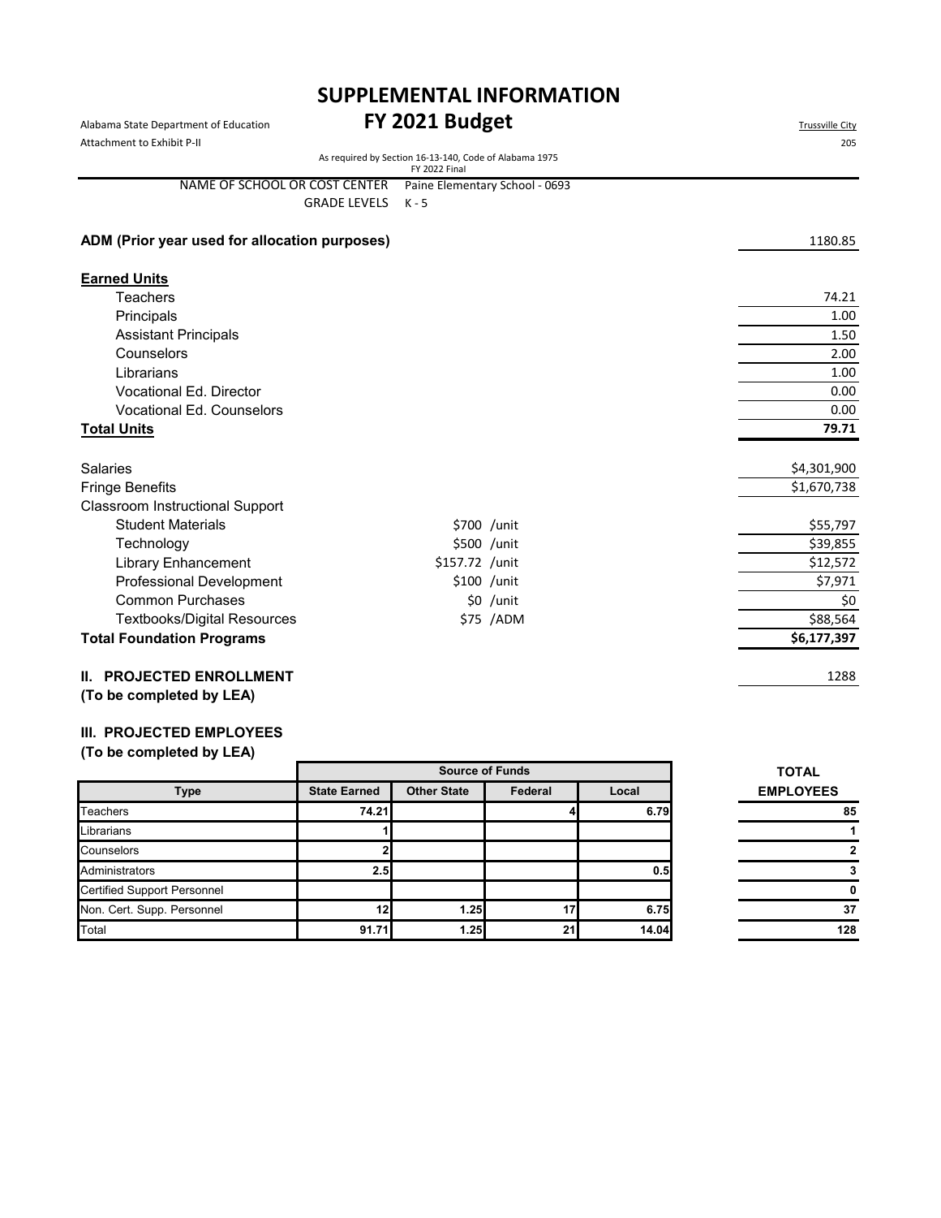# SUPPLEMENTAL INFORMATION

## FY 2021 Budget

Alabama State Department of Education
Attachment to Exhibit P-II

Trussville City
205

As required by Section 16-13-140, Code of Alabama 1975
FY 2022 Final

NAME OF SCHOOL OR COST CENTER: Paine Elementary School - 0693
GRADE LEVELS: K - 5

| | | |
|---|---|---|
| **ADM (Prior year used for allocation purposes)** | | 1180.85 |
| **Earned Units** | | |
| Teachers | | 74.21 |
| Principals | | 1.00 |
| Assistant Principals | | 1.50 |
| Counselors | | 2.00 |
| Librarians | | 1.00 |
| Vocational Ed. Director | | 0.00 |
| Vocational Ed. Counselors | | 0.00 |
| **Total Units** | | **79.71** |
| Salaries | | $4,301,900 |
| Fringe Benefits | | $1,670,738 |
| Classroom Instructional Support | | |
| Student Materials | $700 /unit | $55,797 |
| Technology | $500 /unit | $39,855 |
| Library Enhancement | $157.72 /unit | $12,572 |
| Professional Development | $100 /unit | $7,971 |
| Common Purchases | $0 /unit | $0 |
| Textbooks/Digital Resources | $75 /ADM | $88,564 |
| **Total Foundation Programs** | | **$6,177,397** |

**II. PROJECTED ENROLLMENT**
**(To be completed by LEA)** — 1288

**III. PROJECTED EMPLOYEES**
**(To be completed by LEA)**

| Type | Source of Funds: State Earned | Other State | Federal | Local | TOTAL EMPLOYEES |
|---|---|---|---|---|---|
| Teachers | 74.21 | | 4 | 6.79 | 85 |
| Librarians | 1 | | | | 1 |
| Counselors | 2 | | | | 2 |
| Administrators | 2.5 | | | 0.5 | 3 |
| Certified Support Personnel | | | | | 0 |
| Non. Cert. Supp. Personnel | 12 | 1.25 | 17 | 6.75 | 37 |
| Total | 91.71 | 1.25 | 21 | 14.04 | 128 |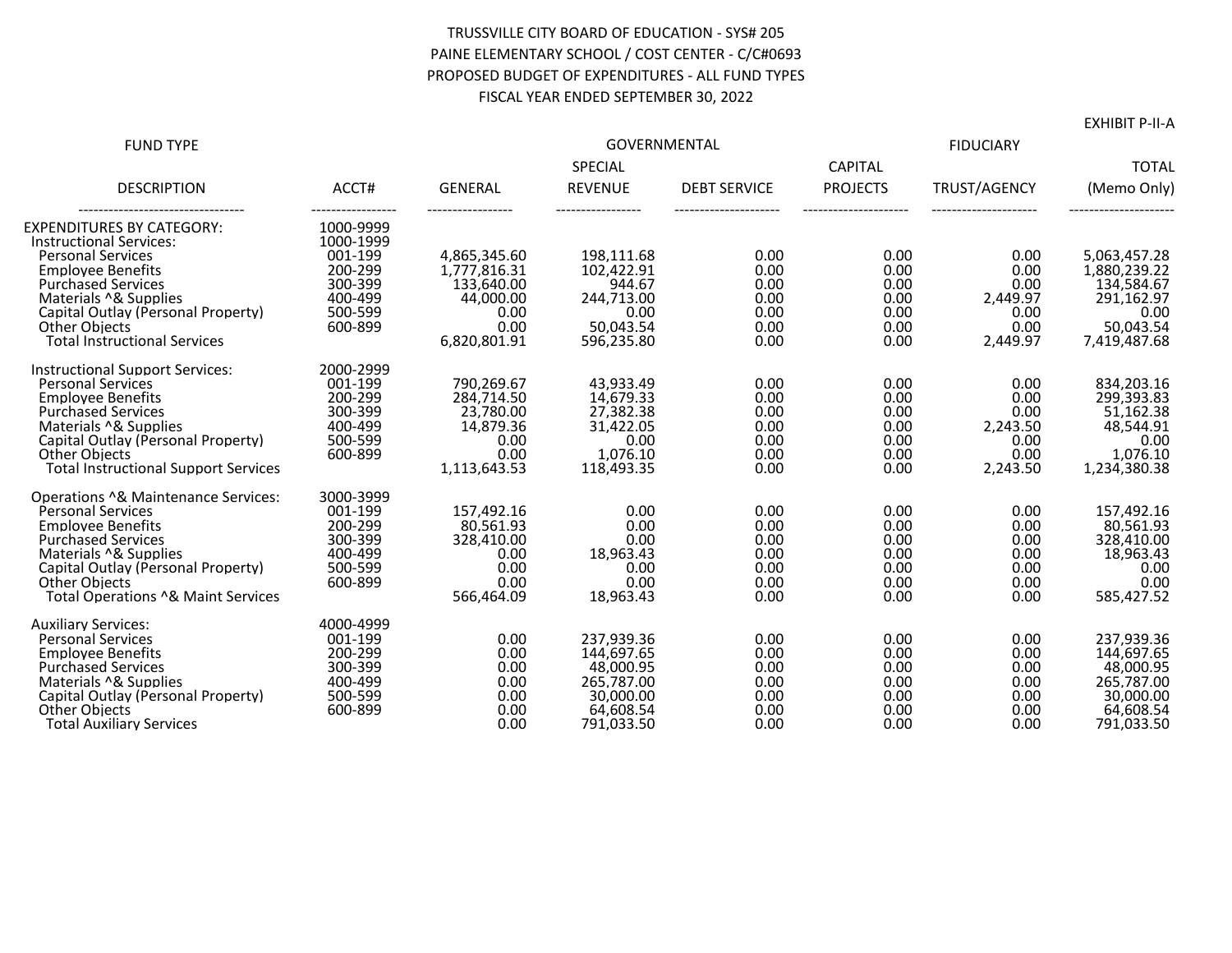TRUSSVILLE CITY BOARD OF EDUCATION - SYS# 205

PAINE ELEMENTARY SCHOOL / COST CENTER - C/C#0693

PROPOSED BUDGET OF EXPENDITURES - ALL FUND TYPES

FISCAL YEAR ENDED SEPTEMBER 30, 2022

EXHIBIT P-II-A

| FUND TYPE | | GOVERNMENTAL | | | | FIDUCIARY | |
|---|---|---|---|---|---|---|---|
| DESCRIPTION | ACCT# | GENERAL | SPECIAL REVENUE | DEBT SERVICE | CAPITAL PROJECTS | TRUST/AGENCY | TOTAL (Memo Only) |
| EXPENDITURES BY CATEGORY: | 1000-9999 | | | | | | |
| Instructional Services: | 1000-1999 | | | | | | |
| Personal Services | 001-199 | 4,865,345.60 | 198,111.68 | 0.00 | 0.00 | 0.00 | 5,063,457.28 |
| Employee Benefits | 200-299 | 1,777,816.31 | 102,422.91 | 0.00 | 0.00 | 0.00 | 1,880,239.22 |
| Purchased Services | 300-399 | 133,640.00 | 944.67 | 0.00 | 0.00 | 0.00 | 134,584.67 |
| Materials ^& Supplies | 400-499 | 44,000.00 | 244,713.00 | 0.00 | 0.00 | 2,449.97 | 291,162.97 |
| Capital Outlay (Personal Property) | 500-599 | 0.00 | 0.00 | 0.00 | 0.00 | 0.00 | 0.00 |
| Other Objects | 600-899 | 0.00 | 50,043.54 | 0.00 | 0.00 | 0.00 | 50,043.54 |
| Total Instructional Services | | 6,820,801.91 | 596,235.80 | 0.00 | 0.00 | 2,449.97 | 7,419,487.68 |
| Instructional Support Services: | 2000-2999 | | | | | | |
| Personal Services | 001-199 | 790,269.67 | 43,933.49 | 0.00 | 0.00 | 0.00 | 834,203.16 |
| Employee Benefits | 200-299 | 284,714.50 | 14,679.33 | 0.00 | 0.00 | 0.00 | 299,393.83 |
| Purchased Services | 300-399 | 23,780.00 | 27,382.38 | 0.00 | 0.00 | 0.00 | 51,162.38 |
| Materials ^& Supplies | 400-499 | 14,879.36 | 31,422.05 | 0.00 | 0.00 | 2,243.50 | 48,544.91 |
| Capital Outlay (Personal Property) | 500-599 | 0.00 | 0.00 | 0.00 | 0.00 | 0.00 | 0.00 |
| Other Objects | 600-899 | 0.00 | 1,076.10 | 0.00 | 0.00 | 0.00 | 1,076.10 |
| Total Instructional Support Services | | 1,113,643.53 | 118,493.35 | 0.00 | 0.00 | 2,243.50 | 1,234,380.38 |
| Operations ^& Maintenance Services: | 3000-3999 | | | | | | |
| Personal Services | 001-199 | 157,492.16 | 0.00 | 0.00 | 0.00 | 0.00 | 157,492.16 |
| Employee Benefits | 200-299 | 80,561.93 | 0.00 | 0.00 | 0.00 | 0.00 | 80,561.93 |
| Purchased Services | 300-399 | 328,410.00 | 0.00 | 0.00 | 0.00 | 0.00 | 328,410.00 |
| Materials ^& Supplies | 400-499 | 0.00 | 18,963.43 | 0.00 | 0.00 | 0.00 | 18,963.43 |
| Capital Outlay (Personal Property) | 500-599 | 0.00 | 0.00 | 0.00 | 0.00 | 0.00 | 0.00 |
| Other Objects | 600-899 | 0.00 | 0.00 | 0.00 | 0.00 | 0.00 | 0.00 |
| Total Operations ^& Maint Services | | 566,464.09 | 18,963.43 | 0.00 | 0.00 | 0.00 | 585,427.52 |
| Auxiliary Services: | 4000-4999 | | | | | | |
| Personal Services | 001-199 | 0.00 | 237,939.36 | 0.00 | 0.00 | 0.00 | 237,939.36 |
| Employee Benefits | 200-299 | 0.00 | 144,697.65 | 0.00 | 0.00 | 0.00 | 144,697.65 |
| Purchased Services | 300-399 | 0.00 | 48,000.95 | 0.00 | 0.00 | 0.00 | 48,000.95 |
| Materials ^& Supplies | 400-499 | 0.00 | 265,787.00 | 0.00 | 0.00 | 0.00 | 265,787.00 |
| Capital Outlay (Personal Property) | 500-599 | 0.00 | 30,000.00 | 0.00 | 0.00 | 0.00 | 30,000.00 |
| Other Objects | 600-899 | 0.00 | 64,608.54 | 0.00 | 0.00 | 0.00 | 64,608.54 |
| Total Auxiliary Services | | 0.00 | 791,033.50 | 0.00 | 0.00 | 0.00 | 791,033.50 |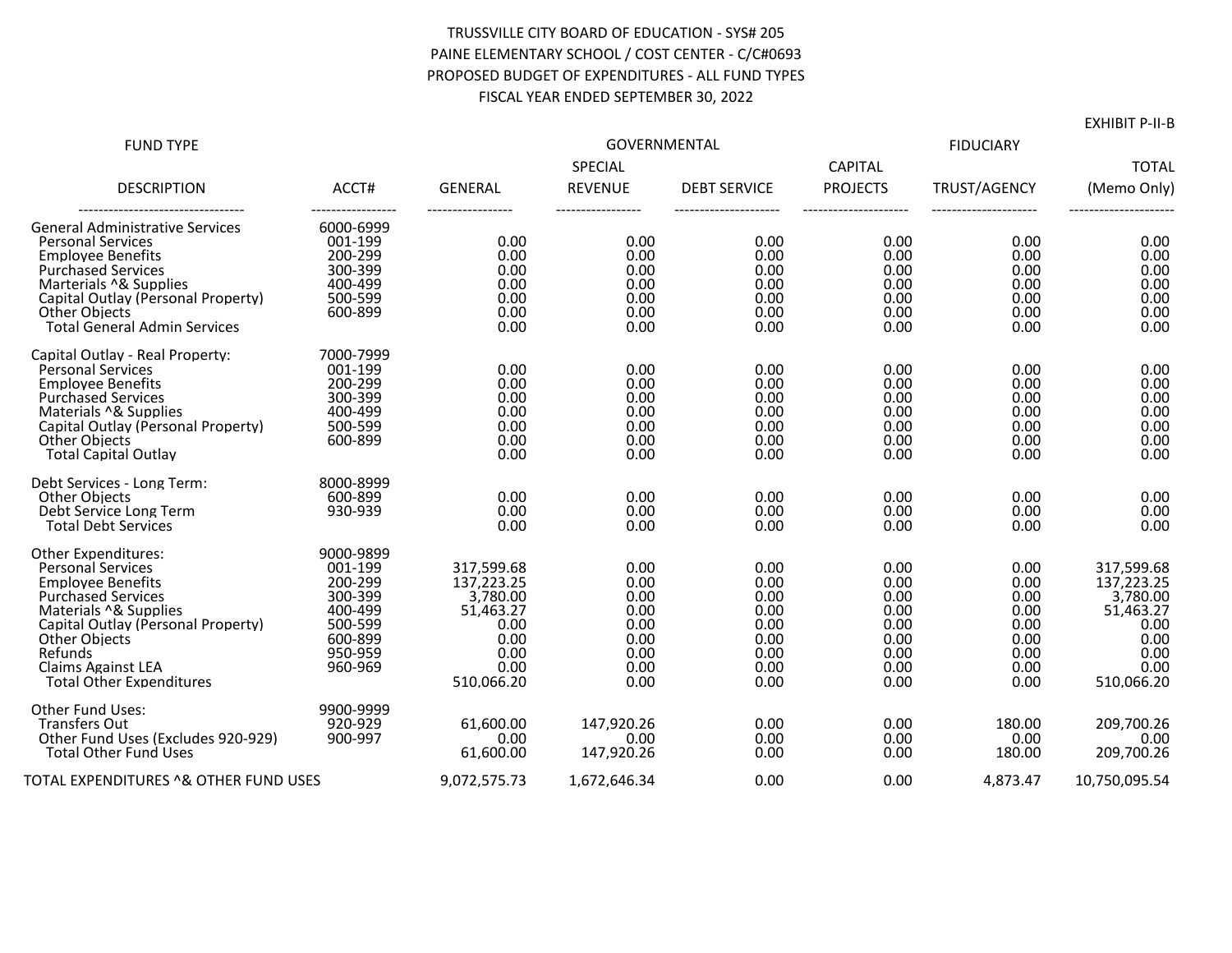TRUSSVILLE CITY BOARD OF EDUCATION - SYS# 205
PAINE ELEMENTARY SCHOOL / COST CENTER - C/C#0693
PROPOSED BUDGET OF EXPENDITURES - ALL FUND TYPES
FISCAL YEAR ENDED SEPTEMBER 30, 2022

EXHIBIT P-II-B

| FUND TYPE | | GOVERNMENTAL | | | | FIDUCIARY | |
|---|---|---|---|---|---|---|---|
| | | | SPECIAL | | CAPITAL | | TOTAL |
| DESCRIPTION | ACCT# | GENERAL | REVENUE | DEBT SERVICE | PROJECTS | TRUST/AGENCY | (Memo Only) |
| General Administrative Services | 6000-6999 | | | | | | |
| Personal Services | 001-199 | 0.00 | 0.00 | 0.00 | 0.00 | 0.00 | 0.00 |
| Employee Benefits | 200-299 | 0.00 | 0.00 | 0.00 | 0.00 | 0.00 | 0.00 |
| Purchased Services | 300-399 | 0.00 | 0.00 | 0.00 | 0.00 | 0.00 | 0.00 |
| Marterials ^& Supplies | 400-499 | 0.00 | 0.00 | 0.00 | 0.00 | 0.00 | 0.00 |
| Capital Outlay (Personal Property) | 500-599 | 0.00 | 0.00 | 0.00 | 0.00 | 0.00 | 0.00 |
| Other Objects | 600-899 | 0.00 | 0.00 | 0.00 | 0.00 | 0.00 | 0.00 |
| Total General Admin Services | | 0.00 | 0.00 | 0.00 | 0.00 | 0.00 | 0.00 |
| Capital Outlay - Real Property: | 7000-7999 | | | | | | |
| Personal Services | 001-199 | 0.00 | 0.00 | 0.00 | 0.00 | 0.00 | 0.00 |
| Employee Benefits | 200-299 | 0.00 | 0.00 | 0.00 | 0.00 | 0.00 | 0.00 |
| Purchased Services | 300-399 | 0.00 | 0.00 | 0.00 | 0.00 | 0.00 | 0.00 |
| Materials ^& Supplies | 400-499 | 0.00 | 0.00 | 0.00 | 0.00 | 0.00 | 0.00 |
| Capital Outlay (Personal Property) | 500-599 | 0.00 | 0.00 | 0.00 | 0.00 | 0.00 | 0.00 |
| Other Objects | 600-899 | 0.00 | 0.00 | 0.00 | 0.00 | 0.00 | 0.00 |
| Total Capital Outlay | | 0.00 | 0.00 | 0.00 | 0.00 | 0.00 | 0.00 |
| Debt Services - Long Term: | 8000-8999 | | | | | | |
| Other Objects | 600-899 | 0.00 | 0.00 | 0.00 | 0.00 | 0.00 | 0.00 |
| Debt Service Long Term | 930-939 | 0.00 | 0.00 | 0.00 | 0.00 | 0.00 | 0.00 |
| Total Debt Services | | 0.00 | 0.00 | 0.00 | 0.00 | 0.00 | 0.00 |
| Other Expenditures: | 9000-9899 | | | | | | |
| Personal Services | 001-199 | 317,599.68 | 0.00 | 0.00 | 0.00 | 0.00 | 317,599.68 |
| Employee Benefits | 200-299 | 137,223.25 | 0.00 | 0.00 | 0.00 | 0.00 | 137,223.25 |
| Purchased Services | 300-399 | 3,780.00 | 0.00 | 0.00 | 0.00 | 0.00 | 3,780.00 |
| Materials ^& Supplies | 400-499 | 51,463.27 | 0.00 | 0.00 | 0.00 | 0.00 | 51,463.27 |
| Capital Outlay (Personal Property) | 500-599 | 0.00 | 0.00 | 0.00 | 0.00 | 0.00 | 0.00 |
| Other Objects | 600-899 | 0.00 | 0.00 | 0.00 | 0.00 | 0.00 | 0.00 |
| Refunds | 950-959 | 0.00 | 0.00 | 0.00 | 0.00 | 0.00 | 0.00 |
| Claims Against LEA | 960-969 | 0.00 | 0.00 | 0.00 | 0.00 | 0.00 | 0.00 |
| Total Other Expenditures | | 510,066.20 | 0.00 | 0.00 | 0.00 | 0.00 | 510,066.20 |
| Other Fund Uses: | 9900-9999 | | | | | | |
| Transfers Out | 920-929 | 61,600.00 | 147,920.26 | 0.00 | 0.00 | 180.00 | 209,700.26 |
| Other Fund Uses (Excludes 920-929) | 900-997 | 0.00 | 0.00 | 0.00 | 0.00 | 0.00 | 0.00 |
| Total Other Fund Uses | | 61,600.00 | 147,920.26 | 0.00 | 0.00 | 180.00 | 209,700.26 |
| TOTAL EXPENDITURES ^& OTHER FUND USES | | 9,072,575.73 | 1,672,646.34 | 0.00 | 0.00 | 4,873.47 | 10,750,095.54 |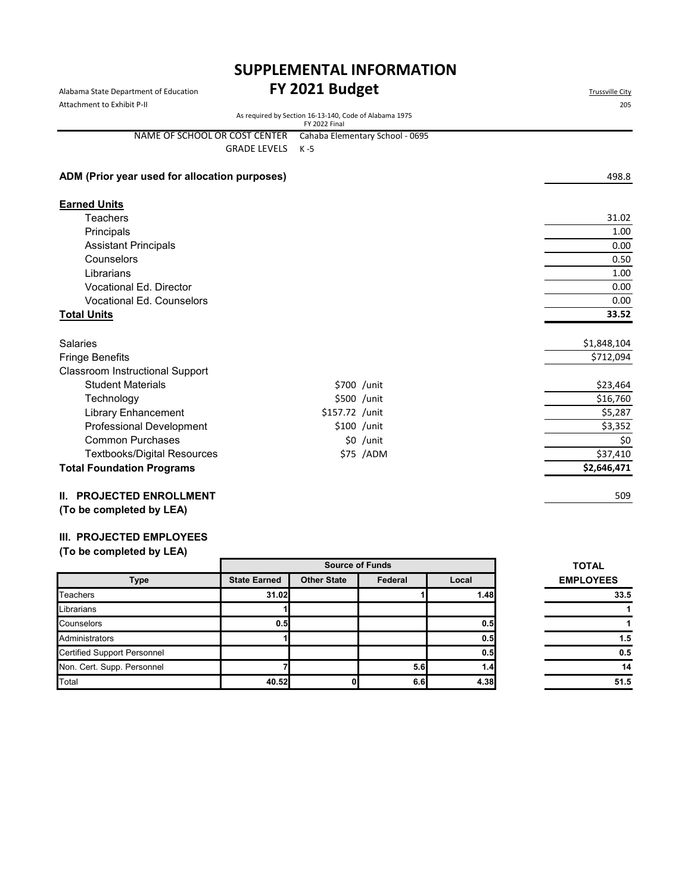# SUPPLEMENTAL INFORMATION

## FY 2021 Budget

Alabama State Department of Education
Attachment to Exhibit P-II

Trussville City
205

As required by Section 16-13-140, Code of Alabama 1975
FY 2022 Final

NAME OF SCHOOL OR COST CENTER: Cahaba Elementary School - 0695
GRADE LEVELS: K -5

| **ADM (Prior year used for allocation purposes)** | | 498.8 |
|---|---|---|
| **Earned Units** | | |
| Teachers | | 31.02 |
| Principals | | 1.00 |
| Assistant Principals | | 0.00 |
| Counselors | | 0.50 |
| Librarians | | 1.00 |
| Vocational Ed. Director | | 0.00 |
| Vocational Ed. Counselors | | 0.00 |
| **Total Units** | | **33.52** |
| Salaries | | $1,848,104 |
| Fringe Benefits | | $712,094 |
| Classroom Instructional Support | | |
| Student Materials | $700 /unit | $23,464 |
| Technology | $500 /unit | $16,760 |
| Library Enhancement | $157.72 /unit | $5,287 |
| Professional Development | $100 /unit | $3,352 |
| Common Purchases | $0 /unit | $0 |
| Textbooks/Digital Resources | $75 /ADM | $37,410 |
| **Total Foundation Programs** | | **$2,646,471** |

**II. PROJECTED ENROLLMENT**
**(To be completed by LEA)** — 509

**III. PROJECTED EMPLOYEES**
**(To be completed by LEA)**

| | Source of Funds | | | | TOTAL |
|---|---|---|---|---|---|
| **Type** | **State Earned** | **Other State** | **Federal** | **Local** | **EMPLOYEES** |
| Teachers | 31.02 | | 1 | 1.48 | 33.5 |
| Librarians | 1 | | | | 1 |
| Counselors | 0.5 | | | 0.5 | 1 |
| Administrators | 1 | | | 0.5 | 1.5 |
| Certified Support Personnel | | | | 0.5 | 0.5 |
| Non. Cert. Supp. Personnel | 7 | | 5.6 | 1.4 | 14 |
| Total | 40.52 | 0 | 6.6 | 4.38 | 51.5 |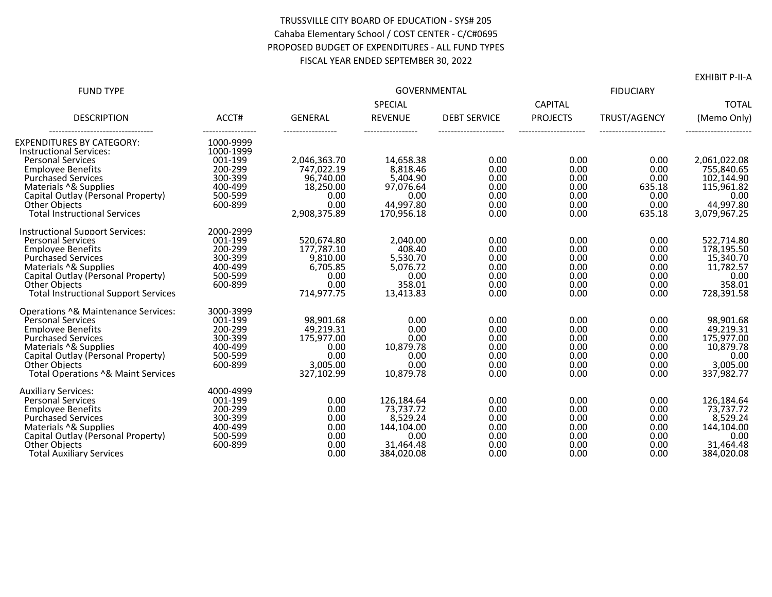TRUSSVILLE CITY BOARD OF EDUCATION - SYS# 205
Cahaba Elementary School / COST CENTER - C/C#0695
PROPOSED BUDGET OF EXPENDITURES - ALL FUND TYPES
FISCAL YEAR ENDED SEPTEMBER 30, 2022

EXHIBIT P-II-A

| FUND TYPE | | GOVERNMENTAL | | | | FIDUCIARY | |
|---|---|---|---|---|---|---|---|
| | | | SPECIAL | | CAPITAL | | TOTAL |
| DESCRIPTION | ACCT# | GENERAL | REVENUE | DEBT SERVICE | PROJECTS | TRUST/AGENCY | (Memo Only) |
| EXPENDITURES BY CATEGORY: | 1000-9999 | | | | | | |
| Instructional Services: | 1000-1999 | | | | | | |
| Personal Services | 001-199 | 2,046,363.70 | 14,658.38 | 0.00 | 0.00 | 0.00 | 2,061,022.08 |
| Employee Benefits | 200-299 | 747,022.19 | 8,818.46 | 0.00 | 0.00 | 0.00 | 755,840.65 |
| Purchased Services | 300-399 | 96,740.00 | 5,404.90 | 0.00 | 0.00 | 0.00 | 102,144.90 |
| Materials ^& Supplies | 400-499 | 18,250.00 | 97,076.64 | 0.00 | 0.00 | 635.18 | 115,961.82 |
| Capital Outlay (Personal Property) | 500-599 | 0.00 | 0.00 | 0.00 | 0.00 | 0.00 | 0.00 |
| Other Objects | 600-899 | 0.00 | 44,997.80 | 0.00 | 0.00 | 0.00 | 44,997.80 |
| Total Instructional Services | | 2,908,375.89 | 170,956.18 | 0.00 | 0.00 | 635.18 | 3,079,967.25 |
| Instructional Support Services: | 2000-2999 | | | | | | |
| Personal Services | 001-199 | 520,674.80 | 2,040.00 | 0.00 | 0.00 | 0.00 | 522,714.80 |
| Employee Benefits | 200-299 | 177,787.10 | 408.40 | 0.00 | 0.00 | 0.00 | 178,195.50 |
| Purchased Services | 300-399 | 9,810.00 | 5,530.70 | 0.00 | 0.00 | 0.00 | 15,340.70 |
| Materials ^& Supplies | 400-499 | 6,705.85 | 5,076.72 | 0.00 | 0.00 | 0.00 | 11,782.57 |
| Capital Outlay (Personal Property) | 500-599 | 0.00 | 0.00 | 0.00 | 0.00 | 0.00 | 0.00 |
| Other Objects | 600-899 | 0.00 | 358.01 | 0.00 | 0.00 | 0.00 | 358.01 |
| Total Instructional Support Services | | 714,977.75 | 13,413.83 | 0.00 | 0.00 | 0.00 | 728,391.58 |
| Operations ^& Maintenance Services: | 3000-3999 | | | | | | |
| Personal Services | 001-199 | 98,901.68 | 0.00 | 0.00 | 0.00 | 0.00 | 98,901.68 |
| Employee Benefits | 200-299 | 49,219.31 | 0.00 | 0.00 | 0.00 | 0.00 | 49,219.31 |
| Purchased Services | 300-399 | 175,977.00 | 0.00 | 0.00 | 0.00 | 0.00 | 175,977.00 |
| Materials ^& Supplies | 400-499 | 0.00 | 10,879.78 | 0.00 | 0.00 | 0.00 | 10,879.78 |
| Capital Outlay (Personal Property) | 500-599 | 0.00 | 0.00 | 0.00 | 0.00 | 0.00 | 0.00 |
| Other Objects | 600-899 | 3,005.00 | 0.00 | 0.00 | 0.00 | 0.00 | 3,005.00 |
| Total Operations ^& Maint Services | | 327,102.99 | 10,879.78 | 0.00 | 0.00 | 0.00 | 337,982.77 |
| Auxiliary Services: | 4000-4999 | | | | | | |
| Personal Services | 001-199 | 0.00 | 126,184.64 | 0.00 | 0.00 | 0.00 | 126,184.64 |
| Employee Benefits | 200-299 | 0.00 | 73,737.72 | 0.00 | 0.00 | 0.00 | 73,737.72 |
| Purchased Services | 300-399 | 0.00 | 8,529.24 | 0.00 | 0.00 | 0.00 | 8,529.24 |
| Materials ^& Supplies | 400-499 | 0.00 | 144,104.00 | 0.00 | 0.00 | 0.00 | 144,104.00 |
| Capital Outlay (Personal Property) | 500-599 | 0.00 | 0.00 | 0.00 | 0.00 | 0.00 | 0.00 |
| Other Objects | 600-899 | 0.00 | 31,464.48 | 0.00 | 0.00 | 0.00 | 31,464.48 |
| Total Auxiliary Services | | 0.00 | 384,020.08 | 0.00 | 0.00 | 0.00 | 384,020.08 |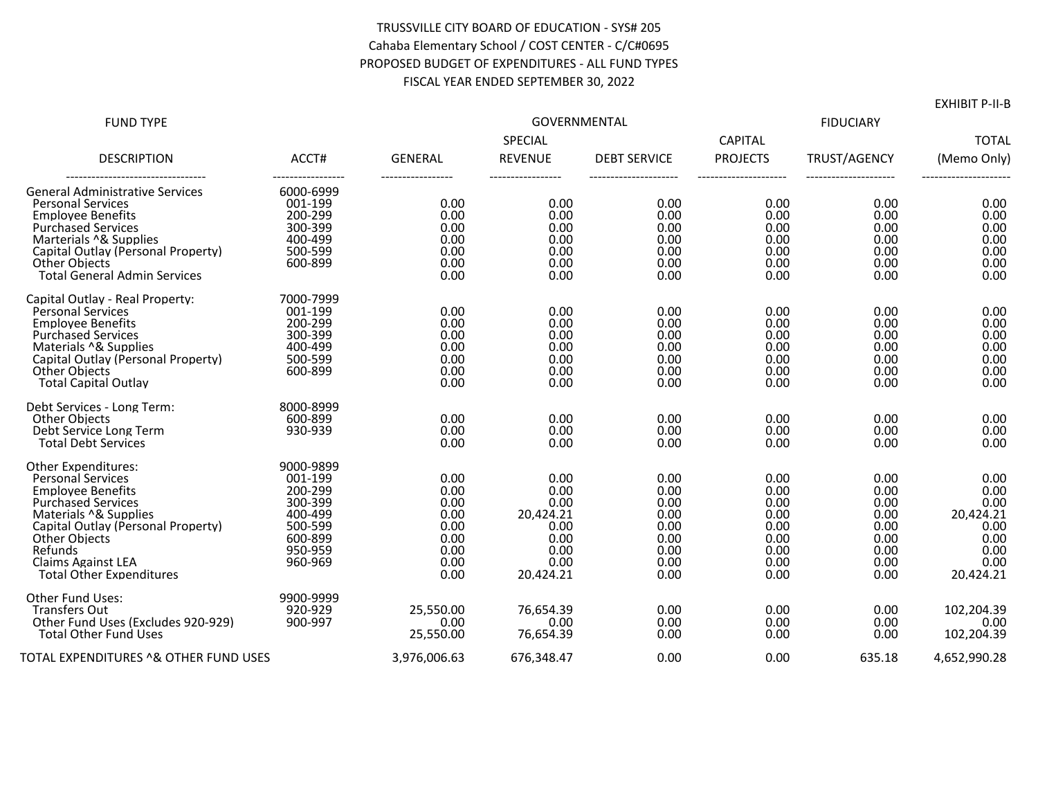TRUSSVILLE CITY BOARD OF EDUCATION - SYS# 205
Cahaba Elementary School / COST CENTER - C/C#0695
PROPOSED BUDGET OF EXPENDITURES - ALL FUND TYPES
FISCAL YEAR ENDED SEPTEMBER 30, 2022

EXHIBIT P-II-B

| FUND TYPE | | GOVERNMENTAL | | | | FIDUCIARY | |
|---|---|---|---|---|---|---|---|
| DESCRIPTION | ACCT# | GENERAL | SPECIAL REVENUE | DEBT SERVICE | CAPITAL PROJECTS | TRUST/AGENCY | TOTAL (Memo Only) |
| General Administrative Services | 6000-6999 | | | | | | |
| Personal Services | 001-199 | 0.00 | 0.00 | 0.00 | 0.00 | 0.00 | 0.00 |
| Employee Benefits | 200-299 | 0.00 | 0.00 | 0.00 | 0.00 | 0.00 | 0.00 |
| Purchased Services | 300-399 | 0.00 | 0.00 | 0.00 | 0.00 | 0.00 | 0.00 |
| Marterials ^& Supplies | 400-499 | 0.00 | 0.00 | 0.00 | 0.00 | 0.00 | 0.00 |
| Capital Outlay (Personal Property) | 500-599 | 0.00 | 0.00 | 0.00 | 0.00 | 0.00 | 0.00 |
| Other Objects | 600-899 | 0.00 | 0.00 | 0.00 | 0.00 | 0.00 | 0.00 |
| Total General Admin Services | | 0.00 | 0.00 | 0.00 | 0.00 | 0.00 | 0.00 |
| Capital Outlay - Real Property: | 7000-7999 | | | | | | |
| Personal Services | 001-199 | 0.00 | 0.00 | 0.00 | 0.00 | 0.00 | 0.00 |
| Employee Benefits | 200-299 | 0.00 | 0.00 | 0.00 | 0.00 | 0.00 | 0.00 |
| Purchased Services | 300-399 | 0.00 | 0.00 | 0.00 | 0.00 | 0.00 | 0.00 |
| Materials ^& Supplies | 400-499 | 0.00 | 0.00 | 0.00 | 0.00 | 0.00 | 0.00 |
| Capital Outlay (Personal Property) | 500-599 | 0.00 | 0.00 | 0.00 | 0.00 | 0.00 | 0.00 |
| Other Objects | 600-899 | 0.00 | 0.00 | 0.00 | 0.00 | 0.00 | 0.00 |
| Total Capital Outlay | | 0.00 | 0.00 | 0.00 | 0.00 | 0.00 | 0.00 |
| Debt Services - Long Term: | 8000-8999 | | | | | | |
| Other Objects | 600-899 | 0.00 | 0.00 | 0.00 | 0.00 | 0.00 | 0.00 |
| Debt Service Long Term | 930-939 | 0.00 | 0.00 | 0.00 | 0.00 | 0.00 | 0.00 |
| Total Debt Services | | 0.00 | 0.00 | 0.00 | 0.00 | 0.00 | 0.00 |
| Other Expenditures: | 9000-9899 | | | | | | |
| Personal Services | 001-199 | 0.00 | 0.00 | 0.00 | 0.00 | 0.00 | 0.00 |
| Employee Benefits | 200-299 | 0.00 | 0.00 | 0.00 | 0.00 | 0.00 | 0.00 |
| Purchased Services | 300-399 | 0.00 | 0.00 | 0.00 | 0.00 | 0.00 | 0.00 |
| Materials ^& Supplies | 400-499 | 0.00 | 20,424.21 | 0.00 | 0.00 | 0.00 | 20,424.21 |
| Capital Outlay (Personal Property) | 500-599 | 0.00 | 0.00 | 0.00 | 0.00 | 0.00 | 0.00 |
| Other Objects | 600-899 | 0.00 | 0.00 | 0.00 | 0.00 | 0.00 | 0.00 |
| Refunds | 950-959 | 0.00 | 0.00 | 0.00 | 0.00 | 0.00 | 0.00 |
| Claims Against LEA | 960-969 | 0.00 | 0.00 | 0.00 | 0.00 | 0.00 | 0.00 |
| Total Other Expenditures | | 0.00 | 20,424.21 | 0.00 | 0.00 | 0.00 | 20,424.21 |
| Other Fund Uses: | 9900-9999 | | | | | | |
| Transfers Out | 920-929 | 25,550.00 | 76,654.39 | 0.00 | 0.00 | 0.00 | 102,204.39 |
| Other Fund Uses (Excludes 920-929) | 900-997 | 0.00 | 0.00 | 0.00 | 0.00 | 0.00 | 0.00 |
| Total Other Fund Uses | | 25,550.00 | 76,654.39 | 0.00 | 0.00 | 0.00 | 102,204.39 |
| TOTAL EXPENDITURES ^& OTHER FUND USES | | 3,976,006.63 | 676,348.47 | 0.00 | 0.00 | 635.18 | 4,652,990.28 |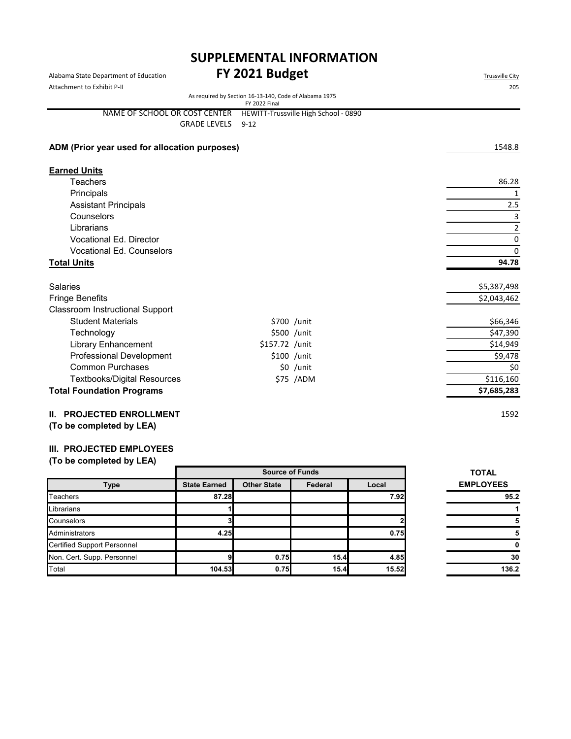# SUPPLEMENTAL INFORMATION

Alabama State Department of Education

Attachment to Exhibit P-II

## FY 2021 Budget

Trussville City

205

As required by Section 16-13-140, Code of Alabama 1975

FY 2022 Final

NAME OF SCHOOL OR COST CENTER HEWITT-Trussville High School - 0890

GRADE LEVELS 9-12

**ADM (Prior year used for allocation purposes)** 1548.8

| **Earned Units** | | |
|---|---|---|
| Teachers | | 86.28 |
| Principals | | 1 |
| Assistant Principals | | 2.5 |
| Counselors | | 3 |
| Librarians | | 2 |
| Vocational Ed. Director | | 0 |
| Vocational Ed. Counselors | | 0 |
| **Total Units** | | **94.78** |
| Salaries | | $5,387,498 |
| Fringe Benefits | | $2,043,462 |
| Classroom Instructional Support | | |
| Student Materials | $700 /unit | $66,346 |
| Technology | $500 /unit | $47,390 |
| Library Enhancement | $157.72 /unit | $14,949 |
| Professional Development | $100 /unit | $9,478 |
| Common Purchases | $0 /unit | $0 |
| Textbooks/Digital Resources | $75 /ADM | $116,160 |
| **Total Foundation Programs** | | **$7,685,283** |

**II. PROJECTED ENROLLMENT** 1592
**(To be completed by LEA)**

**III. PROJECTED EMPLOYEES**
**(To be completed by LEA)**

| | Source of Funds | | | | TOTAL |
|---|---|---|---|---|---|
| **Type** | **State Earned** | **Other State** | **Federal** | **Local** | **EMPLOYEES** |
| Teachers | 87.28 | | | 7.92 | 95.2 |
| Librarians | 1 | | | | 1 |
| Counselors | 3 | | | 2 | 5 |
| Administrators | 4.25 | | | 0.75 | 5 |
| Certified Support Personnel | | | | | 0 |
| Non. Cert. Supp. Personnel | 9 | 0.75 | 15.4 | 4.85 | 30 |
| Total | 104.53 | 0.75 | 15.4 | 15.52 | 136.2 |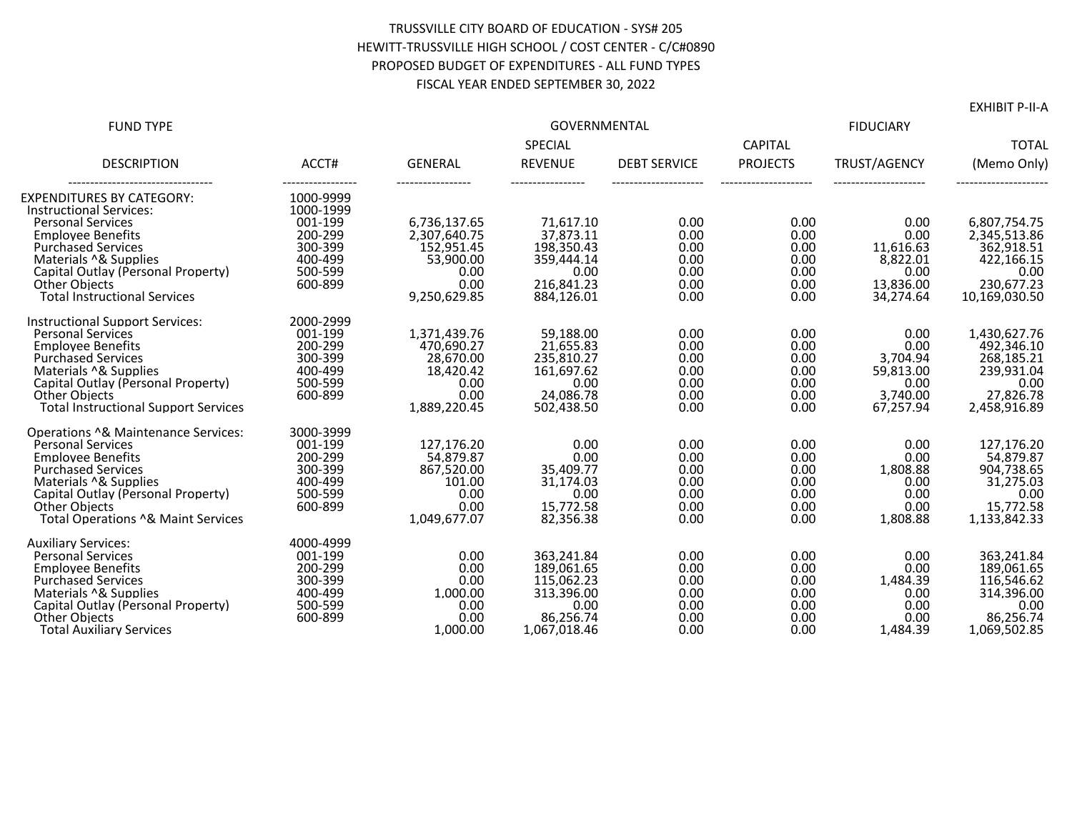TRUSSVILLE CITY BOARD OF EDUCATION - SYS# 205
HEWITT-TRUSSVILLE HIGH SCHOOL / COST CENTER - C/C#0890
PROPOSED BUDGET OF EXPENDITURES - ALL FUND TYPES
FISCAL YEAR ENDED SEPTEMBER 30, 2022

EXHIBIT P-II-A

| FUND TYPE | | GOVERNMENTAL | | | | FIDUCIARY | |
|---|---|---|---|---|---|---|---|
| DESCRIPTION | ACCT# | GENERAL | SPECIAL REVENUE | DEBT SERVICE | CAPITAL PROJECTS | TRUST/AGENCY | TOTAL (Memo Only) |
| EXPENDITURES BY CATEGORY: | 1000-9999 | | | | | | |
| Instructional Services: | 1000-1999 | | | | | | |
| Personal Services | 001-199 | 6,736,137.65 | 71,617.10 | 0.00 | 0.00 | 0.00 | 6,807,754.75 |
| Employee Benefits | 200-299 | 2,307,640.75 | 37,873.11 | 0.00 | 0.00 | 0.00 | 2,345,513.86 |
| Purchased Services | 300-399 | 152,951.45 | 198,350.43 | 0.00 | 0.00 | 11,616.63 | 362,918.51 |
| Materials ^& Supplies | 400-499 | 53,900.00 | 359,444.14 | 0.00 | 0.00 | 8,822.01 | 422,166.15 |
| Capital Outlay (Personal Property) | 500-599 | 0.00 | 0.00 | 0.00 | 0.00 | 0.00 | 0.00 |
| Other Objects | 600-899 | 0.00 | 216,841.23 | 0.00 | 0.00 | 13,836.00 | 230,677.23 |
| Total Instructional Services | | 9,250,629.85 | 884,126.01 | 0.00 | 0.00 | 34,274.64 | 10,169,030.50 |
| Instructional Support Services: | 2000-2999 | | | | | | |
| Personal Services | 001-199 | 1,371,439.76 | 59,188.00 | 0.00 | 0.00 | 0.00 | 1,430,627.76 |
| Employee Benefits | 200-299 | 470,690.27 | 21,655.83 | 0.00 | 0.00 | 0.00 | 492,346.10 |
| Purchased Services | 300-399 | 28,670.00 | 235,810.27 | 0.00 | 0.00 | 3,704.94 | 268,185.21 |
| Materials ^& Supplies | 400-499 | 18,420.42 | 161,697.62 | 0.00 | 0.00 | 59,813.00 | 239,931.04 |
| Capital Outlay (Personal Property) | 500-599 | 0.00 | 0.00 | 0.00 | 0.00 | 0.00 | 0.00 |
| Other Objects | 600-899 | 0.00 | 24,086.78 | 0.00 | 0.00 | 3,740.00 | 27,826.78 |
| Total Instructional Support Services | | 1,889,220.45 | 502,438.50 | 0.00 | 0.00 | 67,257.94 | 2,458,916.89 |
| Operations ^& Maintenance Services: | 3000-3999 | | | | | | |
| Personal Services | 001-199 | 127,176.20 | 0.00 | 0.00 | 0.00 | 0.00 | 127,176.20 |
| Employee Benefits | 200-299 | 54,879.87 | 0.00 | 0.00 | 0.00 | 0.00 | 54,879.87 |
| Purchased Services | 300-399 | 867,520.00 | 35,409.77 | 0.00 | 0.00 | 1,808.88 | 904,738.65 |
| Materials ^& Supplies | 400-499 | 101.00 | 31,174.03 | 0.00 | 0.00 | 0.00 | 31,275.03 |
| Capital Outlay (Personal Property) | 500-599 | 0.00 | 0.00 | 0.00 | 0.00 | 0.00 | 0.00 |
| Other Objects | 600-899 | 0.00 | 15,772.58 | 0.00 | 0.00 | 0.00 | 15,772.58 |
| Total Operations ^& Maint Services | | 1,049,677.07 | 82,356.38 | 0.00 | 0.00 | 1,808.88 | 1,133,842.33 |
| Auxiliary Services: | 4000-4999 | | | | | | |
| Personal Services | 001-199 | 0.00 | 363,241.84 | 0.00 | 0.00 | 0.00 | 363,241.84 |
| Employee Benefits | 200-299 | 0.00 | 189,061.65 | 0.00 | 0.00 | 0.00 | 189,061.65 |
| Purchased Services | 300-399 | 0.00 | 115,062.23 | 0.00 | 0.00 | 1,484.39 | 116,546.62 |
| Materials ^& Supplies | 400-499 | 1,000.00 | 313,396.00 | 0.00 | 0.00 | 0.00 | 314,396.00 |
| Capital Outlay (Personal Property) | 500-599 | 0.00 | 0.00 | 0.00 | 0.00 | 0.00 | 0.00 |
| Other Objects | 600-899 | 0.00 | 86,256.74 | 0.00 | 0.00 | 0.00 | 86,256.74 |
| Total Auxiliary Services | | 1,000.00 | 1,067,018.46 | 0.00 | 0.00 | 1,484.39 | 1,069,502.85 |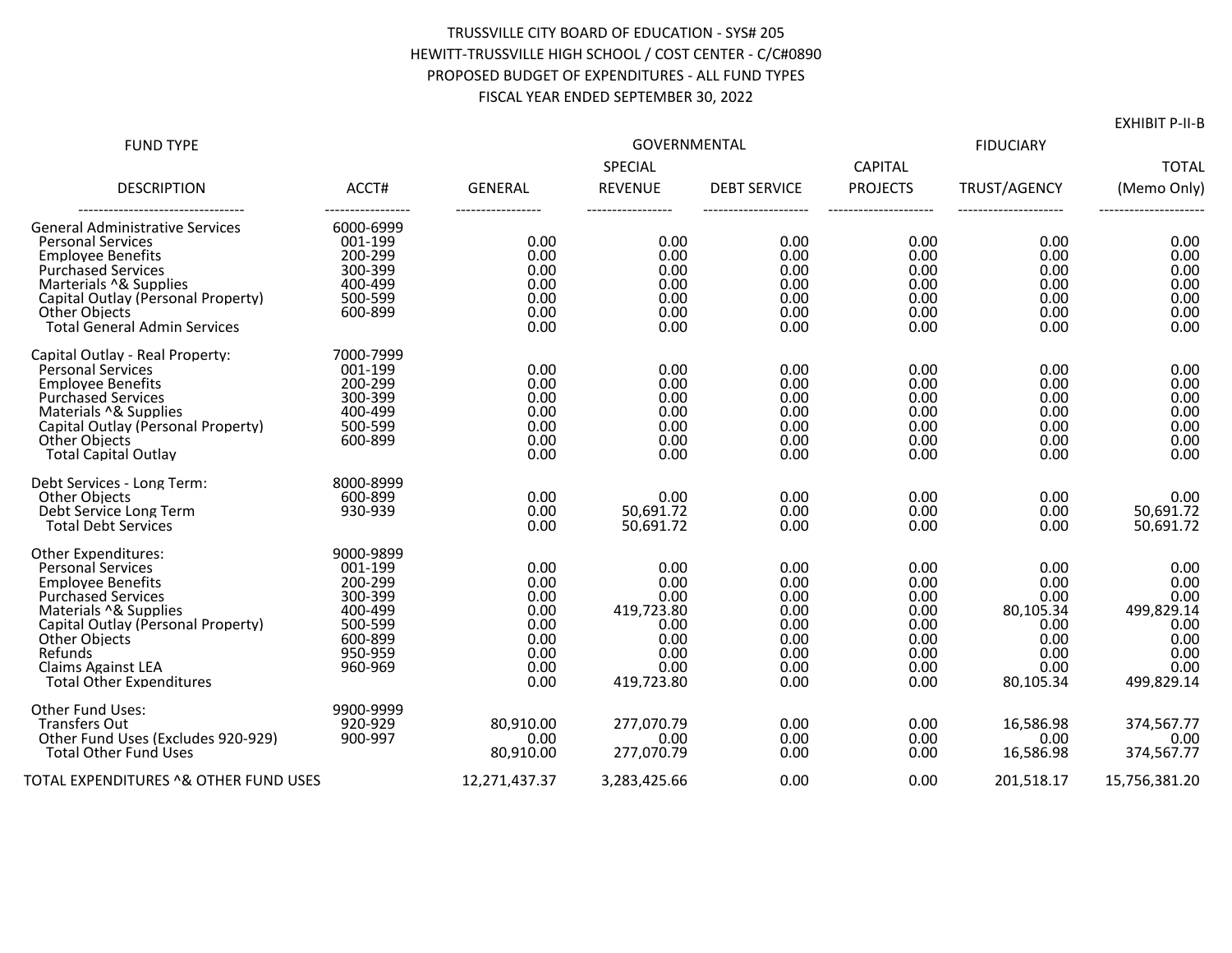TRUSSVILLE CITY BOARD OF EDUCATION - SYS# 205
HEWITT-TRUSSVILLE HIGH SCHOOL / COST CENTER - C/C#0890
PROPOSED BUDGET OF EXPENDITURES - ALL FUND TYPES
FISCAL YEAR ENDED SEPTEMBER 30, 2022

EXHIBIT P-II-B

| FUND TYPE | | GOVERNMENTAL | | | | FIDUCIARY | |
|---|---|---|---|---|---|---|---|
| | | | SPECIAL | | CAPITAL | | TOTAL |
| DESCRIPTION | ACCT# | GENERAL | REVENUE | DEBT SERVICE | PROJECTS | TRUST/AGENCY | (Memo Only) |
| General Administrative Services | 6000-6999 | | | | | | |
| Personal Services | 001-199 | 0.00 | 0.00 | 0.00 | 0.00 | 0.00 | 0.00 |
| Employee Benefits | 200-299 | 0.00 | 0.00 | 0.00 | 0.00 | 0.00 | 0.00 |
| Purchased Services | 300-399 | 0.00 | 0.00 | 0.00 | 0.00 | 0.00 | 0.00 |
| Marterials ^& Supplies | 400-499 | 0.00 | 0.00 | 0.00 | 0.00 | 0.00 | 0.00 |
| Capital Outlay (Personal Property) | 500-599 | 0.00 | 0.00 | 0.00 | 0.00 | 0.00 | 0.00 |
| Other Objects | 600-899 | 0.00 | 0.00 | 0.00 | 0.00 | 0.00 | 0.00 |
| Total General Admin Services | | 0.00 | 0.00 | 0.00 | 0.00 | 0.00 | 0.00 |
| Capital Outlay - Real Property: | 7000-7999 | | | | | | |
| Personal Services | 001-199 | 0.00 | 0.00 | 0.00 | 0.00 | 0.00 | 0.00 |
| Employee Benefits | 200-299 | 0.00 | 0.00 | 0.00 | 0.00 | 0.00 | 0.00 |
| Purchased Services | 300-399 | 0.00 | 0.00 | 0.00 | 0.00 | 0.00 | 0.00 |
| Materials ^& Supplies | 400-499 | 0.00 | 0.00 | 0.00 | 0.00 | 0.00 | 0.00 |
| Capital Outlay (Personal Property) | 500-599 | 0.00 | 0.00 | 0.00 | 0.00 | 0.00 | 0.00 |
| Other Objects | 600-899 | 0.00 | 0.00 | 0.00 | 0.00 | 0.00 | 0.00 |
| Total Capital Outlay | | 0.00 | 0.00 | 0.00 | 0.00 | 0.00 | 0.00 |
| Debt Services - Long Term: | 8000-8999 | | | | | | |
| Other Objects | 600-899 | 0.00 | 0.00 | 0.00 | 0.00 | 0.00 | 0.00 |
| Debt Service Long Term | 930-939 | 0.00 | 50,691.72 | 0.00 | 0.00 | 0.00 | 50,691.72 |
| Total Debt Services | | 0.00 | 50,691.72 | 0.00 | 0.00 | 0.00 | 50,691.72 |
| Other Expenditures: | 9000-9899 | | | | | | |
| Personal Services | 001-199 | 0.00 | 0.00 | 0.00 | 0.00 | 0.00 | 0.00 |
| Employee Benefits | 200-299 | 0.00 | 0.00 | 0.00 | 0.00 | 0.00 | 0.00 |
| Purchased Services | 300-399 | 0.00 | 0.00 | 0.00 | 0.00 | 0.00 | 0.00 |
| Materials ^& Supplies | 400-499 | 0.00 | 419,723.80 | 0.00 | 0.00 | 80,105.34 | 499,829.14 |
| Capital Outlay (Personal Property) | 500-599 | 0.00 | 0.00 | 0.00 | 0.00 | 0.00 | 0.00 |
| Other Objects | 600-899 | 0.00 | 0.00 | 0.00 | 0.00 | 0.00 | 0.00 |
| Refunds | 950-959 | 0.00 | 0.00 | 0.00 | 0.00 | 0.00 | 0.00 |
| Claims Against LEA | 960-969 | 0.00 | 0.00 | 0.00 | 0.00 | 0.00 | 0.00 |
| Total Other Expenditures | | 0.00 | 419,723.80 | 0.00 | 0.00 | 80,105.34 | 499,829.14 |
| Other Fund Uses: | 9900-9999 | | | | | | |
| Transfers Out | 920-929 | 80,910.00 | 277,070.79 | 0.00 | 0.00 | 16,586.98 | 374,567.77 |
| Other Fund Uses (Excludes 920-929) | 900-997 | 0.00 | 0.00 | 0.00 | 0.00 | 0.00 | 0.00 |
| Total Other Fund Uses | | 80,910.00 | 277,070.79 | 0.00 | 0.00 | 16,586.98 | 374,567.77 |
| TOTAL EXPENDITURES ^& OTHER FUND USES | | 12,271,437.37 | 3,283,425.66 | 0.00 | 0.00 | 201,518.17 | 15,756,381.20 |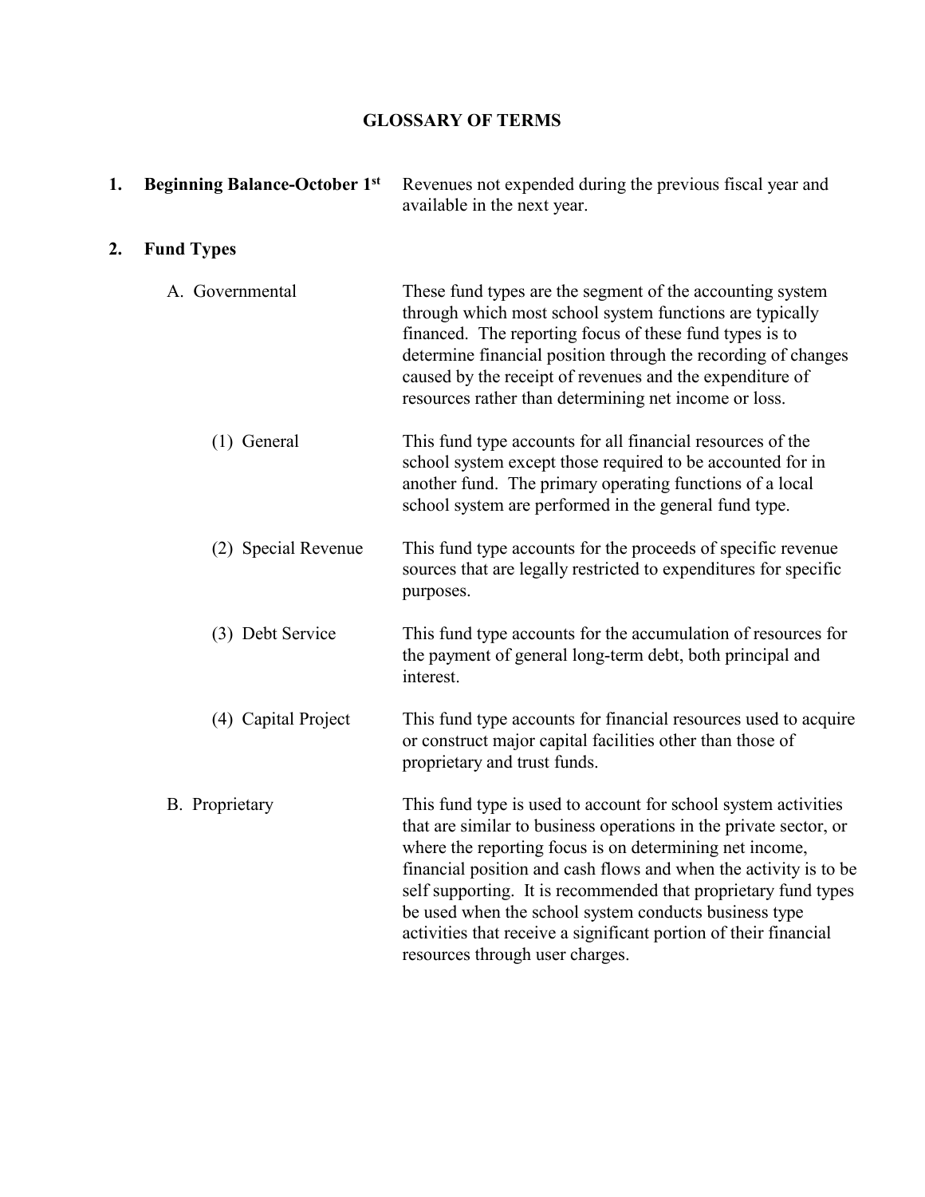# GLOSSARY OF TERMS

**1. Beginning Balance-October 1st** — Revenues not expended during the previous fiscal year and available in the next year.

**2. Fund Types**

A. Governmental — These fund types are the segment of the accounting system through which most school system functions are typically financed. The reporting focus of these fund types is to determine financial position through the recording of changes caused by the receipt of revenues and the expenditure of resources rather than determining net income or loss.

(1) General — This fund type accounts for all financial resources of the school system except those required to be accounted for in another fund. The primary operating functions of a local school system are performed in the general fund type.

(2) Special Revenue — This fund type accounts for the proceeds of specific revenue sources that are legally restricted to expenditures for specific purposes.

(3) Debt Service — This fund type accounts for the accumulation of resources for the payment of general long-term debt, both principal and interest.

(4) Capital Project — This fund type accounts for financial resources used to acquire or construct major capital facilities other than those of proprietary and trust funds.

B. Proprietary — This fund type is used to account for school system activities that are similar to business operations in the private sector, or where the reporting focus is on determining net income, financial position and cash flows and when the activity is to be self supporting. It is recommended that proprietary fund types be used when the school system conducts business type activities that receive a significant portion of their financial resources through user charges.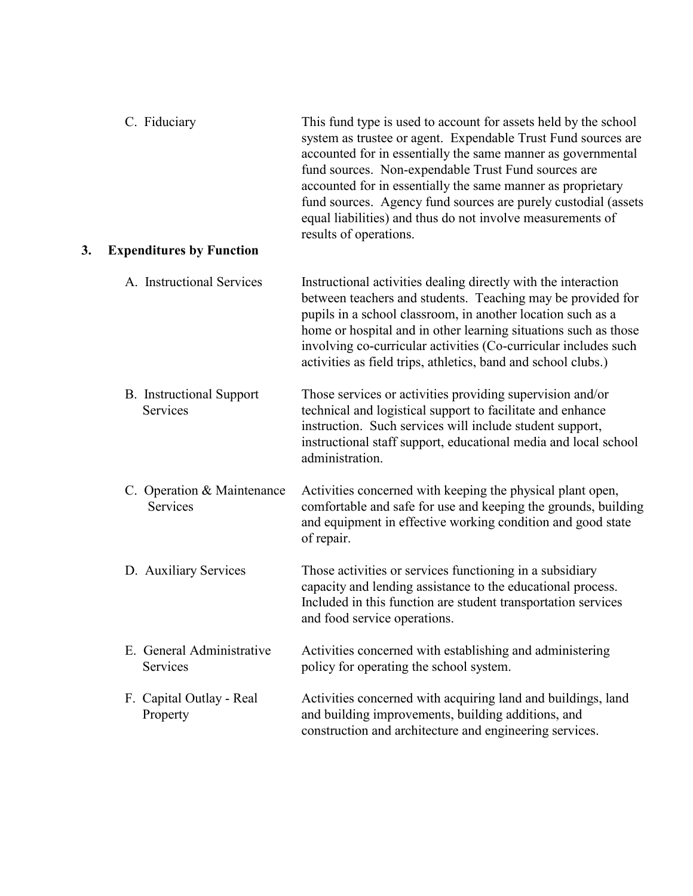C. Fiduciary

This fund type is used to account for assets held by the school system as trustee or agent. Expendable Trust Fund sources are accounted for in essentially the same manner as governmental fund sources. Non-expendable Trust Fund sources are accounted for in essentially the same manner as proprietary fund sources. Agency fund sources are purely custodial (assets equal liabilities) and thus do not involve measurements of results of operations.

### 3. Expenditures by Function

A. Instructional Services

Instructional activities dealing directly with the interaction between teachers and students. Teaching may be provided for pupils in a school classroom, in another location such as a home or hospital and in other learning situations such as those involving co-curricular activities (Co-curricular includes such activities as field trips, athletics, band and school clubs.)

B. Instructional Support Services

Those services or activities providing supervision and/or technical and logistical support to facilitate and enhance instruction. Such services will include student support, instructional staff support, educational media and local school administration.

C. Operation & Maintenance Services

Activities concerned with keeping the physical plant open, comfortable and safe for use and keeping the grounds, building and equipment in effective working condition and good state of repair.

D. Auxiliary Services

Those activities or services functioning in a subsidiary capacity and lending assistance to the educational process. Included in this function are student transportation services and food service operations.

E. General Administrative Services

Activities concerned with establishing and administering policy for operating the school system.

F. Capital Outlay - Real Property

Activities concerned with acquiring land and buildings, land and building improvements, building additions, and construction and architecture and engineering services.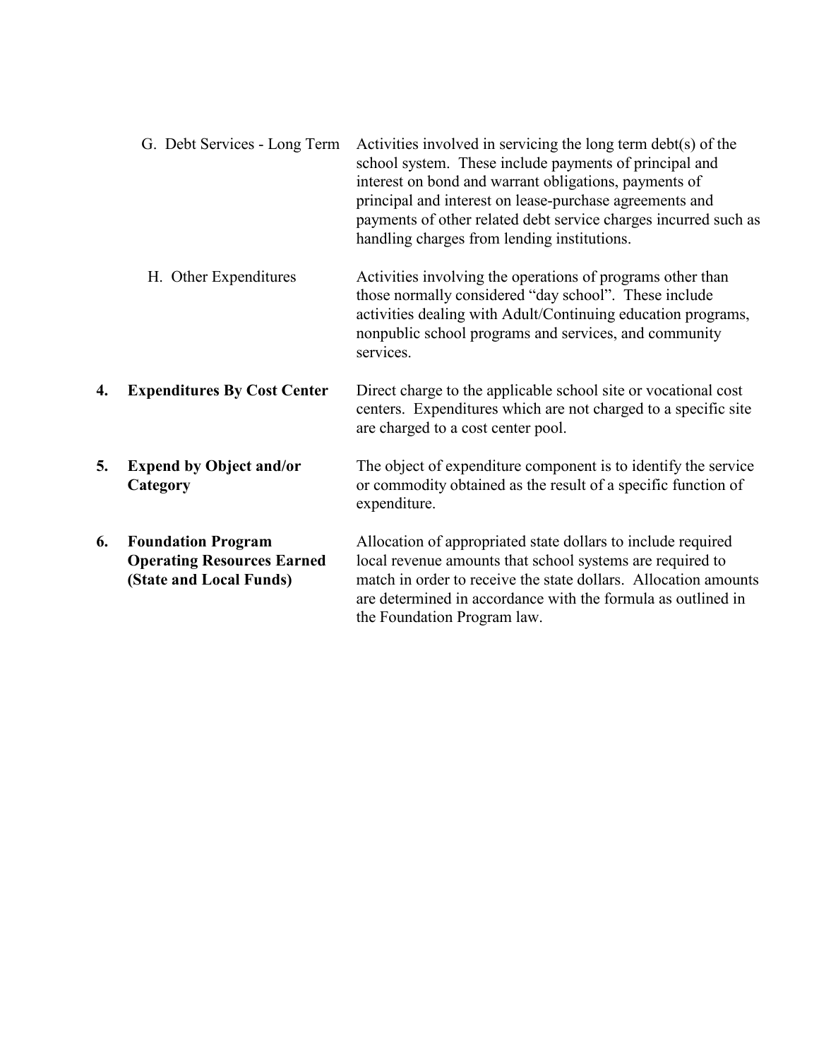| | |
|---|---|
| G. Debt Services - Long Term | Activities involved in servicing the long term debt(s) of the school system. These include payments of principal and interest on bond and warrant obligations, payments of principal and interest on lease-purchase agreements and payments of other related debt service charges incurred such as handling charges from lending institutions. |
| H. Other Expenditures | Activities involving the operations of programs other than those normally considered "day school". These include activities dealing with Adult/Continuing education programs, nonpublic school programs and services, and community services. |
| **4. Expenditures By Cost Center** | Direct charge to the applicable school site or vocational cost centers. Expenditures which are not charged to a specific site are charged to a cost center pool. |
| **5. Expend by Object and/or Category** | The object of expenditure component is to identify the service or commodity obtained as the result of a specific function of expenditure. |
| **6. Foundation Program Operating Resources Earned (State and Local Funds)** | Allocation of appropriated state dollars to include required local revenue amounts that school systems are required to match in order to receive the state dollars. Allocation amounts are determined in accordance with the formula as outlined in the Foundation Program law. |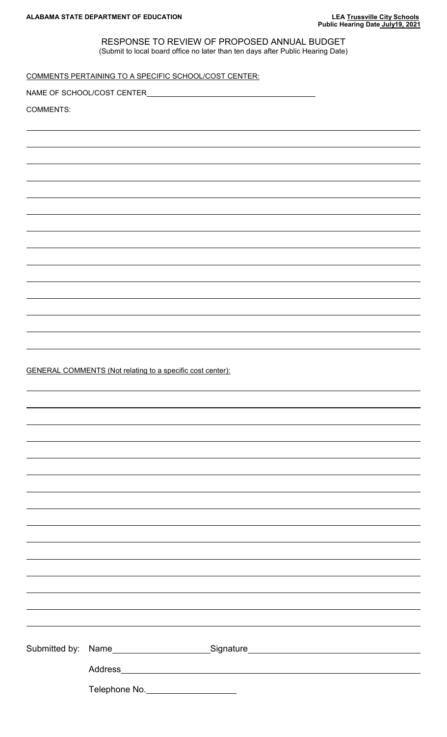**ALABAMA STATE DEPARTMENT OF EDUCATION**

**LEA Trussville City Schools**
**Public Hearing Date July19, 2021**

# RESPONSE TO REVIEW OF PROPOSED ANNUAL BUDGET

(Submit to local board office no later than ten days after Public Hearing Date)

COMMENTS PERTAINING TO A SPECIFIC SCHOOL/COST CENTER:

NAME OF SCHOOL/COST CENTER\_\_\_\_\_\_\_\_\_\_\_\_\_\_\_\_\_\_\_\_\_\_\_\_\_\_\_\_\_\_\_\_\_\_\_\_

COMMENTS:

GENERAL COMMENTS (Not relating to a specific cost center):

Submitted by: Name\_\_\_\_\_\_\_\_\_\_\_\_\_\_\_\_\_\_\_\_ Signature\_\_\_\_\_\_\_\_\_\_\_\_\_\_\_\_\_\_\_\_\_\_\_\_\_\_\_\_\_\_

Address\_\_\_\_\_\_\_\_\_\_\_\_\_\_\_\_\_\_\_\_\_\_\_\_\_\_\_\_\_\_\_\_\_\_\_\_\_\_\_\_\_\_\_\_\_\_\_\_\_\_\_\_\_\_

Telephone No.\_\_\_\_\_\_\_\_\_\_\_\_\_\_\_\_\_\_